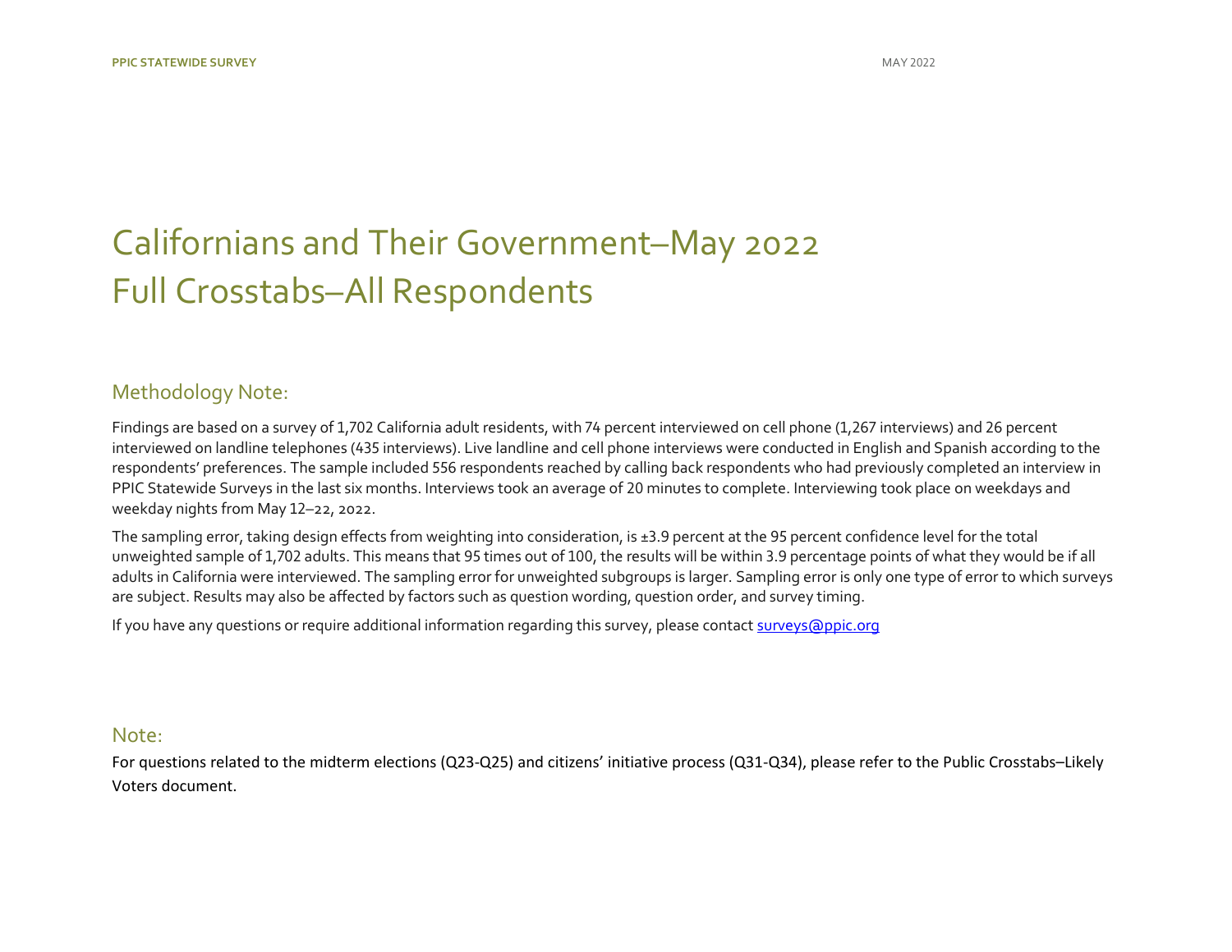# Californians and Their Government–May 2022
# Full Crosstabs–All Respondents

## Methodology Note:

Findings are based on a survey of 1,702 California adult residents, with 74 percent interviewed on cell phone (1,267 interviews) and 26 percent interviewed on landline telephones (435 interviews). Live landline and cell phone interviews were conducted in English and Spanish according to the respondents' preferences. The sample included 556 respondents reached by calling back respondents who had previously completed an interview in PPIC Statewide Surveys in the last six months. Interviews took an average of 20 minutes to complete. Interviewing took place on weekdays and weekday nights from May 12–22, 2022.

The sampling error, taking design effects from weighting into consideration, is ±3.9 percent at the 95 percent confidence level for the total unweighted sample of 1,702 adults. This means that 95 times out of 100, the results will be within 3.9 percentage points of what they would be if all adults in California were interviewed. The sampling error for unweighted subgroups is larger. Sampling error is only one type of error to which surveys are subject. Results may also be affected by factors such as question wording, question order, and survey timing.

If you have any questions or require additional information regarding this survey, please contact surveys@ppic.org

## Note:

For questions related to the midterm elections (Q23-Q25) and citizens' initiative process (Q31-Q34), please refer to the Public Crosstabs–Likely Voters document.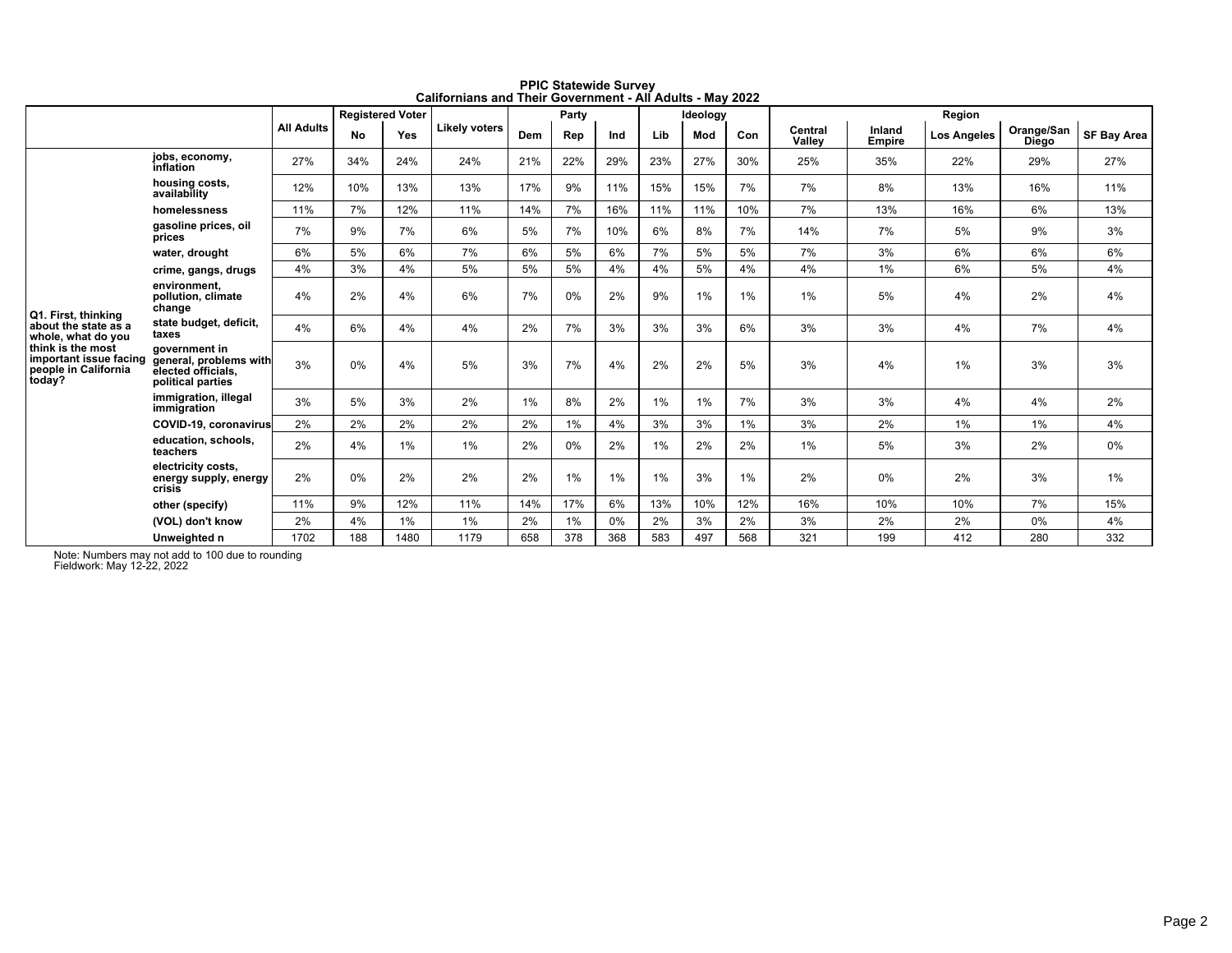# PPIC Statewide Survey
## Californians and Their Government - All Adults - May 2022

| | | All Adults | Registered Voter | | Likely voters | Party | | | Ideology | | | Region | | | | |
|---|---|---|---|---|---|---|---|---|---|---|---|---|---|---|---|---|
| | | | No | Yes | | Dem | Rep | Ind | Lib | Mod | Con | Central Valley | Inland Empire | Los Angeles | Orange/San Diego | SF Bay Area |
| Q1. First, thinking about the state as a whole, what do you think is the most important issue facing people in California today? | jobs, economy, inflation | 27% | 34% | 24% | 24% | 21% | 22% | 29% | 23% | 27% | 30% | 25% | 35% | 22% | 29% | 27% |
| | housing costs, availability | 12% | 10% | 13% | 13% | 17% | 9% | 11% | 15% | 15% | 7% | 7% | 8% | 13% | 16% | 11% |
| | homelessness | 11% | 7% | 12% | 11% | 14% | 7% | 16% | 11% | 11% | 10% | 7% | 13% | 16% | 6% | 13% |
| | gasoline prices, oil prices | 7% | 9% | 7% | 6% | 5% | 7% | 10% | 6% | 8% | 7% | 14% | 7% | 5% | 9% | 3% |
| | water, drought | 6% | 5% | 6% | 7% | 6% | 5% | 6% | 7% | 5% | 5% | 7% | 3% | 6% | 6% | 6% |
| | crime, gangs, drugs | 4% | 3% | 4% | 5% | 5% | 5% | 4% | 4% | 5% | 4% | 4% | 1% | 6% | 5% | 4% |
| | environment, pollution, climate change | 4% | 2% | 4% | 6% | 7% | 0% | 2% | 9% | 1% | 1% | 1% | 5% | 4% | 2% | 4% |
| | state budget, deficit, taxes | 4% | 6% | 4% | 4% | 2% | 7% | 3% | 3% | 3% | 6% | 3% | 3% | 4% | 7% | 4% |
| | government in general, problems with elected officials, political parties | 3% | 0% | 4% | 5% | 3% | 7% | 4% | 2% | 2% | 5% | 3% | 4% | 1% | 3% | 3% |
| | immigration, illegal immigration | 3% | 5% | 3% | 2% | 1% | 8% | 2% | 1% | 1% | 7% | 3% | 3% | 4% | 4% | 2% |
| | COVID-19, coronavirus | 2% | 2% | 2% | 2% | 2% | 1% | 4% | 3% | 3% | 1% | 3% | 2% | 1% | 1% | 4% |
| | education, schools, teachers | 2% | 4% | 1% | 1% | 2% | 0% | 2% | 1% | 2% | 2% | 1% | 5% | 3% | 2% | 0% |
| | electricity costs, energy supply, energy crisis | 2% | 0% | 2% | 2% | 2% | 1% | 1% | 1% | 3% | 1% | 2% | 0% | 2% | 3% | 1% |
| | other (specify) | 11% | 9% | 12% | 11% | 14% | 17% | 6% | 13% | 10% | 12% | 16% | 10% | 10% | 7% | 15% |
| | (VOL) don't know | 2% | 4% | 1% | 1% | 2% | 1% | 0% | 2% | 3% | 2% | 3% | 2% | 2% | 0% | 4% |
| | Unweighted n | 1702 | 188 | 1480 | 1179 | 658 | 378 | 368 | 583 | 497 | 568 | 321 | 199 | 412 | 280 | 332 |

Note: Numbers may not add to 100 due to rounding
Fieldwork: May 12-22, 2022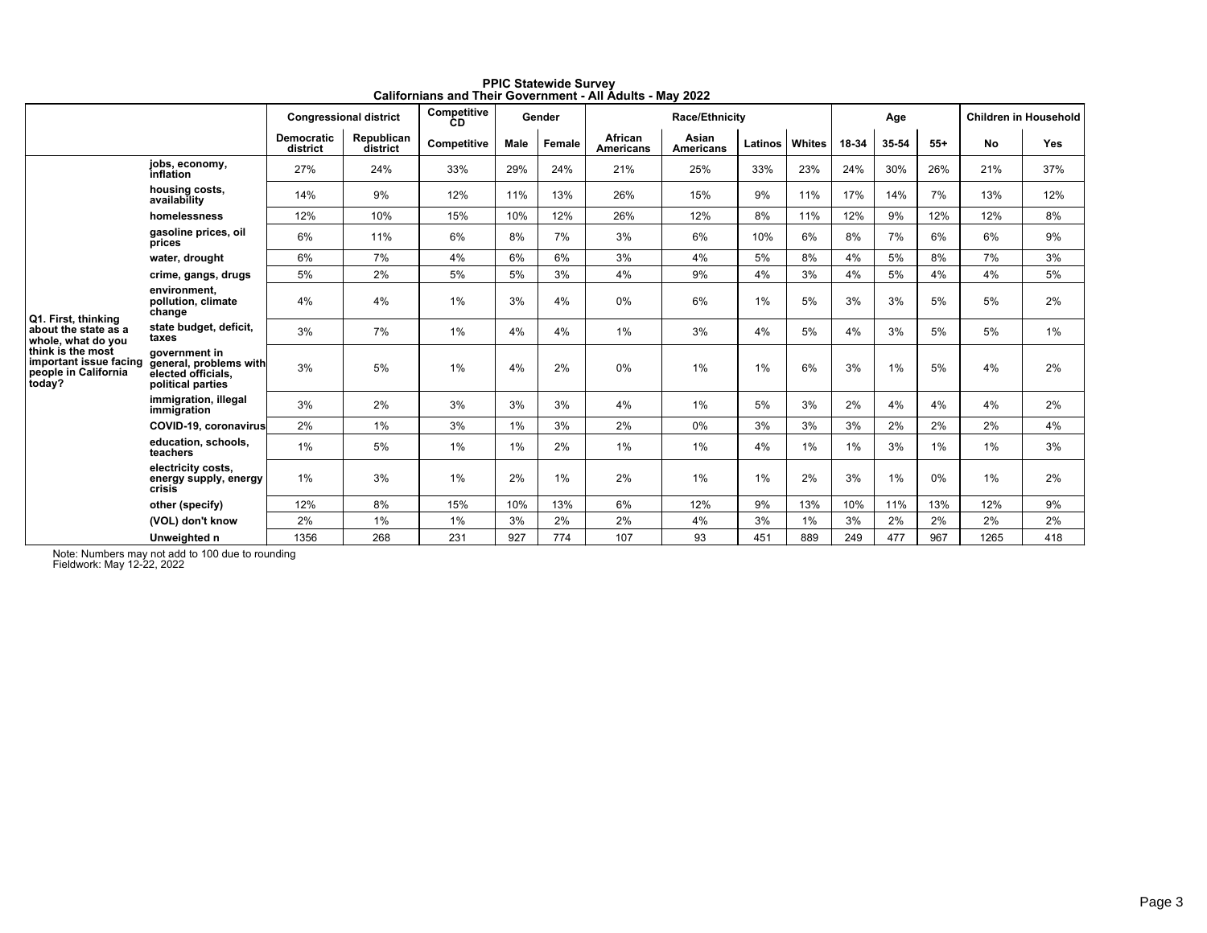# PPIC Statewide Survey
## Californians and Their Government - All Adults - May 2022

| | | Congressional district | | Competitive CD | Gender | | Race/Ethnicity | | | | Age | | | Children in Household | |
|---|---|---|---|---|---|---|---|---|---|---|---|---|---|---|---|
| | | Democratic district | Republican district | Competitive | Male | Female | African Americans | Asian Americans | Latinos | Whites | 18-34 | 35-54 | 55+ | No | Yes |
| Q1. First, thinking about the state as a whole, what do you think is the most important issue facing people in California today? | jobs, economy, inflation | 27% | 24% | 33% | 29% | 24% | 21% | 25% | 33% | 23% | 24% | 30% | 26% | 21% | 37% |
| | housing costs, availability | 14% | 9% | 12% | 11% | 13% | 26% | 15% | 9% | 11% | 17% | 14% | 7% | 13% | 12% |
| | homelessness | 12% | 10% | 15% | 10% | 12% | 26% | 12% | 8% | 11% | 12% | 9% | 12% | 12% | 8% |
| | gasoline prices, oil prices | 6% | 11% | 6% | 8% | 7% | 3% | 6% | 10% | 6% | 8% | 7% | 6% | 6% | 9% |
| | water, drought | 6% | 7% | 4% | 6% | 6% | 3% | 4% | 5% | 8% | 4% | 5% | 8% | 7% | 3% |
| | crime, gangs, drugs | 5% | 2% | 5% | 5% | 3% | 4% | 9% | 4% | 3% | 4% | 5% | 4% | 4% | 5% |
| | environment, pollution, climate change | 4% | 4% | 1% | 3% | 4% | 0% | 6% | 1% | 5% | 3% | 3% | 5% | 5% | 2% |
| | state budget, deficit, taxes | 3% | 7% | 1% | 4% | 4% | 1% | 3% | 4% | 5% | 4% | 3% | 5% | 5% | 1% |
| | government in general, problems with elected officials, political parties | 3% | 5% | 1% | 4% | 2% | 0% | 1% | 1% | 6% | 3% | 1% | 5% | 4% | 2% |
| | immigration, illegal immigration | 3% | 2% | 3% | 3% | 3% | 4% | 1% | 5% | 3% | 2% | 4% | 4% | 4% | 2% |
| | COVID-19, coronavirus | 2% | 1% | 3% | 1% | 3% | 2% | 0% | 3% | 3% | 3% | 2% | 2% | 2% | 4% |
| | education, schools, teachers | 1% | 5% | 1% | 1% | 2% | 1% | 1% | 4% | 1% | 1% | 3% | 1% | 1% | 3% |
| | electricity costs, energy supply, energy crisis | 1% | 3% | 1% | 2% | 1% | 2% | 1% | 1% | 2% | 3% | 1% | 0% | 1% | 2% |
| | other (specify) | 12% | 8% | 15% | 10% | 13% | 6% | 12% | 9% | 13% | 10% | 11% | 13% | 12% | 9% |
| | (VOL) don't know | 2% | 1% | 1% | 3% | 2% | 2% | 4% | 3% | 1% | 3% | 2% | 2% | 2% | 2% |
| | Unweighted n | 1356 | 268 | 231 | 927 | 774 | 107 | 93 | 451 | 889 | 249 | 477 | 967 | 1265 | 418 |

Note: Numbers may not add to 100 due to rounding
Fieldwork: May 12-22, 2022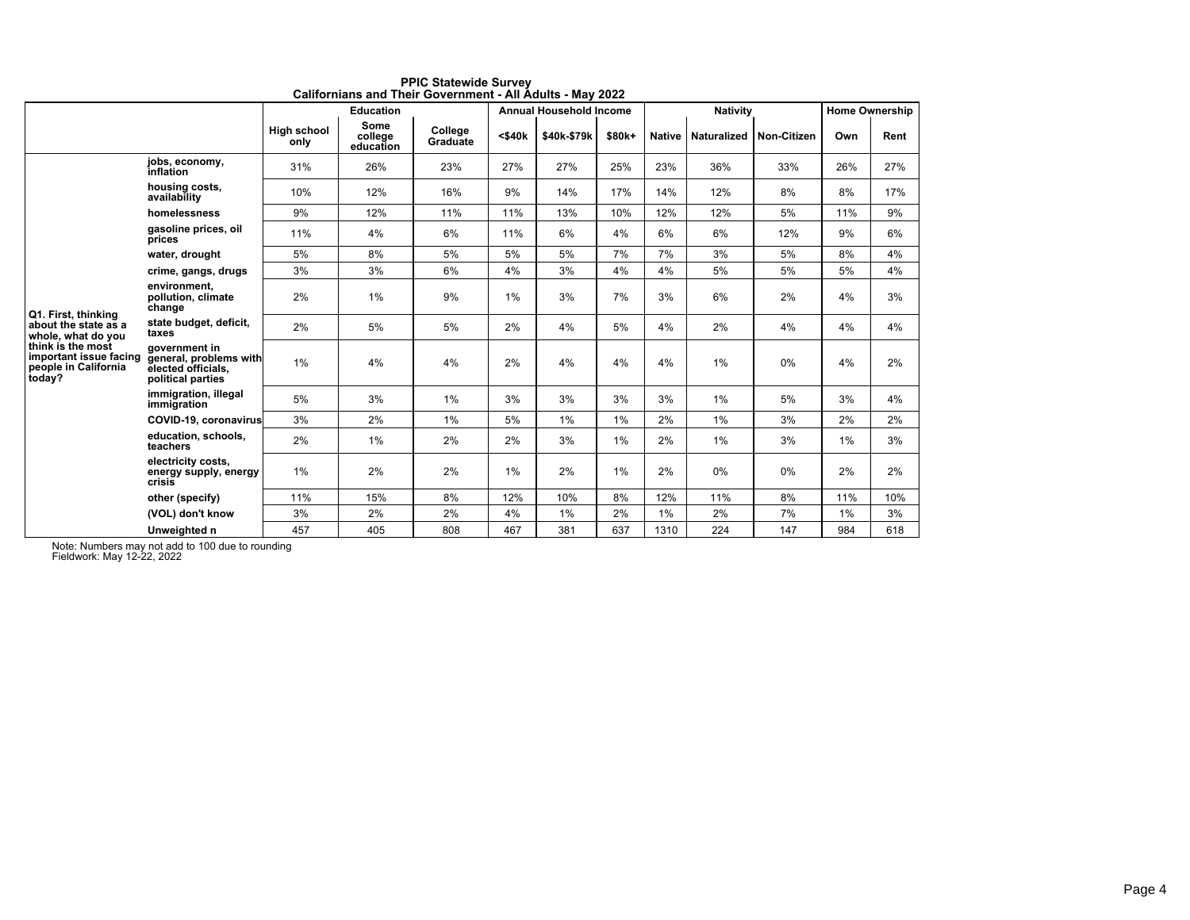**PPIC Statewide Survey**
**Californians and Their Government - All Adults - May 2022**

| | | Education | | | Annual Household Income | | | Nativity | | | Home Ownership | |
|---|---|---|---|---|---|---|---|---|---|---|---|---|
| | | High school only | Some college education | College Graduate | <$40k | $40k-$79k | $80k+ | Native | Naturalized | Non-Citizen | Own | Rent |
| Q1. First, thinking about the state as a whole, what do you think is the most important issue facing people in California today? | jobs, economy, inflation | 31% | 26% | 23% | 27% | 27% | 25% | 23% | 36% | 33% | 26% | 27% |
| | housing costs, availability | 10% | 12% | 16% | 9% | 14% | 17% | 14% | 12% | 8% | 8% | 17% |
| | homelessness | 9% | 12% | 11% | 11% | 13% | 10% | 12% | 12% | 5% | 11% | 9% |
| | gasoline prices, oil prices | 11% | 4% | 6% | 11% | 6% | 4% | 6% | 6% | 12% | 9% | 6% |
| | water, drought | 5% | 8% | 5% | 5% | 5% | 7% | 7% | 3% | 5% | 8% | 4% |
| | crime, gangs, drugs | 3% | 3% | 6% | 4% | 3% | 4% | 4% | 5% | 5% | 5% | 4% |
| | environment, pollution, climate change | 2% | 1% | 9% | 1% | 3% | 7% | 3% | 6% | 2% | 4% | 3% |
| | state budget, deficit, taxes | 2% | 5% | 5% | 2% | 4% | 5% | 4% | 2% | 4% | 4% | 4% |
| | government in general, problems with elected officials, political parties | 1% | 4% | 4% | 2% | 4% | 4% | 4% | 1% | 0% | 4% | 2% |
| | immigration, illegal immigration | 5% | 3% | 1% | 3% | 3% | 3% | 3% | 1% | 5% | 3% | 4% |
| | COVID-19, coronavirus | 3% | 2% | 1% | 5% | 1% | 1% | 2% | 1% | 3% | 2% | 2% |
| | education, schools, teachers | 2% | 1% | 2% | 2% | 3% | 1% | 2% | 1% | 3% | 1% | 3% |
| | electricity costs, energy supply, energy crisis | 1% | 2% | 2% | 1% | 2% | 1% | 2% | 0% | 0% | 2% | 2% |
| | other (specify) | 11% | 15% | 8% | 12% | 10% | 8% | 12% | 11% | 8% | 11% | 10% |
| | (VOL) don't know | 3% | 2% | 2% | 4% | 1% | 2% | 1% | 2% | 7% | 1% | 3% |
| | Unweighted n | 457 | 405 | 808 | 467 | 381 | 637 | 1310 | 224 | 147 | 984 | 618 |

Note: Numbers may not add to 100 due to rounding
Fieldwork: May 12-22, 2022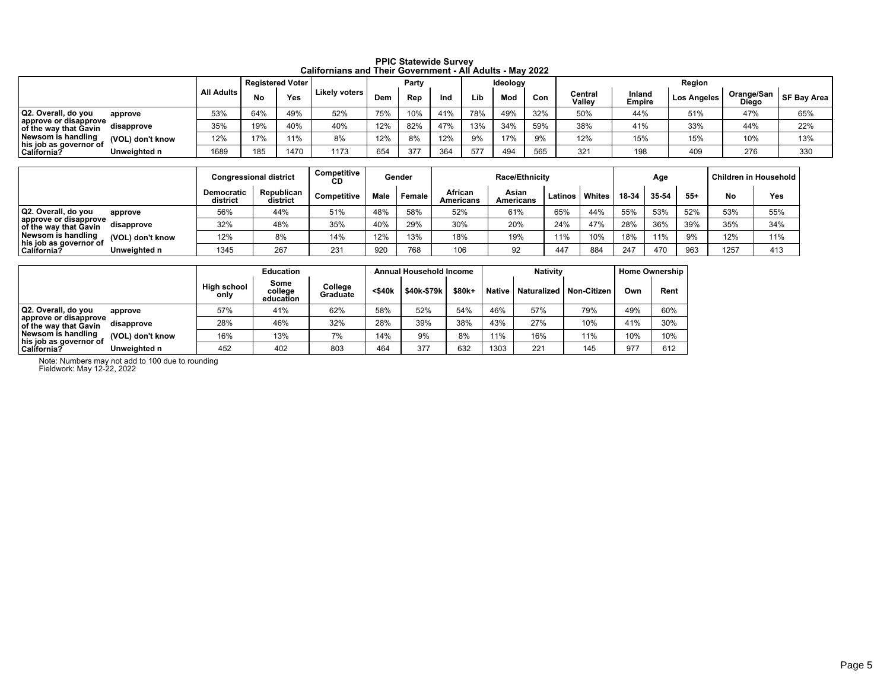# PPIC Statewide Survey
## Californians and Their Government - All Adults - May 2022

| | | All Adults | Registered Voter | | Likely voters | Party | | | Ideology | | | Region | | | | |
|---|---|---|---|---|---|---|---|---|---|---|---|---|---|---|---|---|
| | | | No | Yes | | Dem | Rep | Ind | Lib | Mod | Con | Central Valley | Inland Empire | Los Angeles | Orange/San Diego | SF Bay Area |
| Q2. Overall, do you approve or disapprove of the way that Gavin Newsom is handling his job as governor of California? | approve | 53% | 64% | 49% | 52% | 75% | 10% | 41% | 78% | 49% | 32% | 50% | 44% | 51% | 47% | 65% |
| | disapprove | 35% | 19% | 40% | 40% | 12% | 82% | 47% | 13% | 34% | 59% | 38% | 41% | 33% | 44% | 22% |
| | (VOL) don't know | 12% | 17% | 11% | 8% | 12% | 8% | 12% | 9% | 17% | 9% | 12% | 15% | 15% | 10% | 13% |
| | Unweighted n | 1689 | 185 | 1470 | 1173 | 654 | 377 | 364 | 577 | 494 | 565 | 321 | 198 | 409 | 276 | 330 |

| | | Congressional district | | Competitive CD | Gender | | Race/Ethnicity | | | | Age | | | Children in Household | |
|---|---|---|---|---|---|---|---|---|---|---|---|---|---|---|---|
| | | Democratic district | Republican district | Competitive | Male | Female | African Americans | Asian Americans | Latinos | Whites | 18-34 | 35-54 | 55+ | No | Yes |
| Q2. Overall, do you approve or disapprove of the way that Gavin Newsom is handling his job as governor of California? | approve | 56% | 44% | 51% | 48% | 58% | 52% | 61% | 65% | 44% | 55% | 53% | 52% | 53% | 55% |
| | disapprove | 32% | 48% | 35% | 40% | 29% | 30% | 20% | 24% | 47% | 28% | 36% | 39% | 35% | 34% |
| | (VOL) don't know | 12% | 8% | 14% | 12% | 13% | 18% | 19% | 11% | 10% | 18% | 11% | 9% | 12% | 11% |
| | Unweighted n | 1345 | 267 | 231 | 920 | 768 | 106 | 92 | 447 | 884 | 247 | 470 | 963 | 1257 | 413 |

| | | Education | | | Annual Household Income | | | Nativity | | | Home Ownership | |
|---|---|---|---|---|---|---|---|---|---|---|---|---|
| | | High school only | Some college education | College Graduate | <$40k | $40k-$79k | $80k+ | Native | Naturalized | Non-Citizen | Own | Rent |
| Q2. Overall, do you approve or disapprove of the way that Gavin Newsom is handling his job as governor of California? | approve | 57% | 41% | 62% | 58% | 52% | 54% | 46% | 57% | 79% | 49% | 60% |
| | disapprove | 28% | 46% | 32% | 28% | 39% | 38% | 43% | 27% | 10% | 41% | 30% |
| | (VOL) don't know | 16% | 13% | 7% | 14% | 9% | 8% | 11% | 16% | 11% | 10% | 10% |
| | Unweighted n | 452 | 402 | 803 | 464 | 377 | 632 | 1303 | 221 | 145 | 977 | 612 |

Note: Numbers may not add to 100 due to rounding
Fieldwork: May 12-22, 2022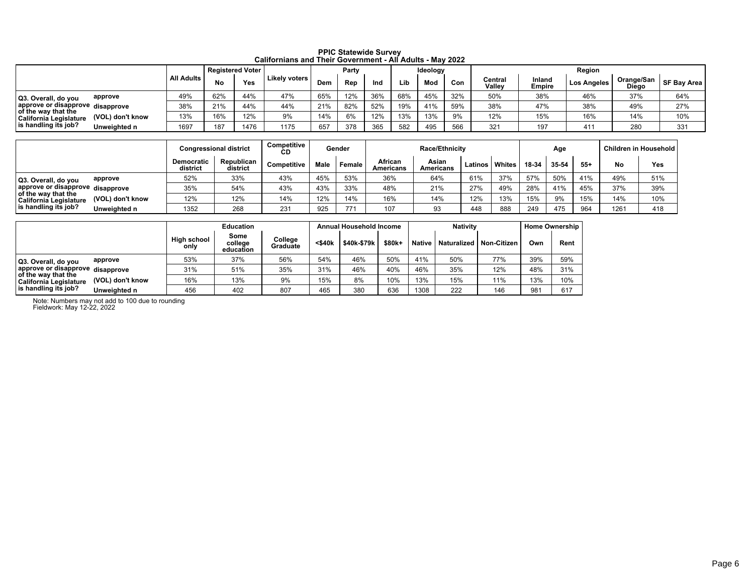**PPIC Statewide Survey**
**Californians and Their Government - All Adults - May 2022**

| | | All Adults | Registered Voter | | Likely voters | Party | | | Ideology | | | Region | | | | |
|---|---|---|---|---|---|---|---|---|---|---|---|---|---|---|---|---|
| | | | No | Yes | Likely voters | Dem | Rep | Ind | Lib | Mod | Con | Central Valley | Inland Empire | Los Angeles | Orange/San Diego | SF Bay Area |
| Q3. Overall, do you approve or disapprove of the way that the California Legislature is handling its job? | approve | 49% | 62% | 44% | 47% | 65% | 12% | 36% | 68% | 45% | 32% | 50% | 38% | 46% | 37% | 64% |
| | disapprove | 38% | 21% | 44% | 44% | 21% | 82% | 52% | 19% | 41% | 59% | 38% | 47% | 38% | 49% | 27% |
| | (VOL) don't know | 13% | 16% | 12% | 9% | 14% | 6% | 12% | 13% | 13% | 9% | 12% | 15% | 16% | 14% | 10% |
| | Unweighted n | 1697 | 187 | 1476 | 1175 | 657 | 378 | 365 | 582 | 495 | 566 | 321 | 197 | 411 | 280 | 331 |

| | | Congressional district | | Competitive CD | Gender | | Race/Ethnicity | | | | Age | | | Children in Household | |
|---|---|---|---|---|---|---|---|---|---|---|---|---|---|---|---|
| | | Democratic district | Republican district | Competitive | Male | Female | African Americans | Asian Americans | Latinos | Whites | 18-34 | 35-54 | 55+ | No | Yes |
| Q3. Overall, do you approve or disapprove of the way that the California Legislature is handling its job? | approve | 52% | 33% | 43% | 45% | 53% | 36% | 64% | 61% | 37% | 57% | 50% | 41% | 49% | 51% |
| | disapprove | 35% | 54% | 43% | 43% | 33% | 48% | 21% | 27% | 49% | 28% | 41% | 45% | 37% | 39% |
| | (VOL) don't know | 12% | 12% | 14% | 12% | 14% | 16% | 14% | 12% | 13% | 15% | 9% | 15% | 14% | 10% |
| | Unweighted n | 1352 | 268 | 231 | 925 | 771 | 107 | 93 | 448 | 888 | 249 | 475 | 964 | 1261 | 418 |

| | | Education | | | Annual Household Income | | | Nativity | | | Home Ownership | |
|---|---|---|---|---|---|---|---|---|---|---|---|---|
| | | High school only | Some college education | College Graduate | <$40k | $40k-$79k | $80k+ | Native | Naturalized | Non-Citizen | Own | Rent |
| Q3. Overall, do you approve or disapprove of the way that the California Legislature is handling its job? | approve | 53% | 37% | 56% | 54% | 46% | 50% | 41% | 50% | 77% | 39% | 59% |
| | disapprove | 31% | 51% | 35% | 31% | 46% | 40% | 46% | 35% | 12% | 48% | 31% |
| | (VOL) don't know | 16% | 13% | 9% | 15% | 8% | 10% | 13% | 15% | 11% | 13% | 10% |
| | Unweighted n | 456 | 402 | 807 | 465 | 380 | 636 | 1308 | 222 | 146 | 981 | 617 |

Note: Numbers may not add to 100 due to rounding
Fieldwork: May 12-22, 2022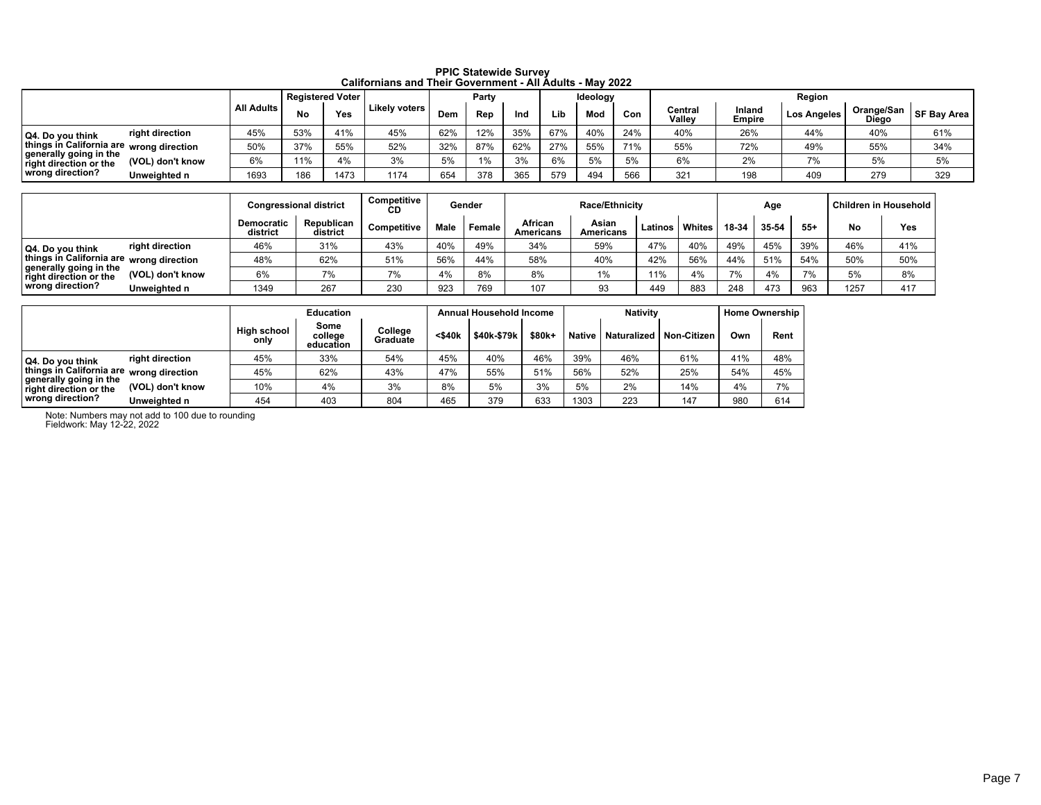# PPIC Statewide Survey
## Californians and Their Government - All Adults - May 2022

| | | All Adults | Registered Voter | | Likely voters | Party | | | Ideology | | | Region | | | | |
|---|---|---|---|---|---|---|---|---|---|---|---|---|---|---|---|---|
| | | | No | Yes | | Dem | Rep | Ind | Lib | Mod | Con | Central Valley | Inland Empire | Los Angeles | Orange/San Diego | SF Bay Area |
| Q4. Do you think things in California are generally going in the right direction or the wrong direction? | right direction | 45% | 53% | 41% | 45% | 62% | 12% | 35% | 67% | 40% | 24% | 40% | 26% | 44% | 40% | 61% |
| | wrong direction | 50% | 37% | 55% | 52% | 32% | 87% | 62% | 27% | 55% | 71% | 55% | 72% | 49% | 55% | 34% |
| | (VOL) don't know | 6% | 11% | 4% | 3% | 5% | 1% | 3% | 6% | 5% | 5% | 6% | 2% | 7% | 5% | 5% |
| | Unweighted n | 1693 | 186 | 1473 | 1174 | 654 | 378 | 365 | 579 | 494 | 566 | 321 | 198 | 409 | 279 | 329 |

| | | Congressional district | | Competitive CD | Gender | | Race/Ethnicity | | | | Age | | | Children in Household | |
|---|---|---|---|---|---|---|---|---|---|---|---|---|---|---|---|
| | | Democratic district | Republican district | Competitive | Male | Female | African Americans | Asian Americans | Latinos | Whites | 18-34 | 35-54 | 55+ | No | Yes |
| Q4. Do you think things in California are generally going in the right direction or the wrong direction? | right direction | 46% | 31% | 43% | 40% | 49% | 34% | 59% | 47% | 40% | 49% | 45% | 39% | 46% | 41% |
| | wrong direction | 48% | 62% | 51% | 56% | 44% | 58% | 40% | 42% | 56% | 44% | 51% | 54% | 50% | 50% |
| | (VOL) don't know | 6% | 7% | 7% | 4% | 8% | 8% | 1% | 11% | 4% | 7% | 4% | 7% | 5% | 8% |
| | Unweighted n | 1349 | 267 | 230 | 923 | 769 | 107 | 93 | 449 | 883 | 248 | 473 | 963 | 1257 | 417 |

| | | Education | | | Annual Household Income | | | Nativity | | | Home Ownership | |
|---|---|---|---|---|---|---|---|---|---|---|---|---|
| | | High school only | Some college education | College Graduate | <$40k | $40k-$79k | $80k+ | Native | Naturalized | Non-Citizen | Own | Rent |
| Q4. Do you think things in California are generally going in the right direction or the wrong direction? | right direction | 45% | 33% | 54% | 45% | 40% | 46% | 39% | 46% | 61% | 41% | 48% |
| | wrong direction | 45% | 62% | 43% | 47% | 55% | 51% | 56% | 52% | 25% | 54% | 45% |
| | (VOL) don't know | 10% | 4% | 3% | 8% | 5% | 3% | 5% | 2% | 14% | 4% | 7% |
| | Unweighted n | 454 | 403 | 804 | 465 | 379 | 633 | 1303 | 223 | 147 | 980 | 614 |

Note: Numbers may not add to 100 due to rounding
Fieldwork: May 12-22, 2022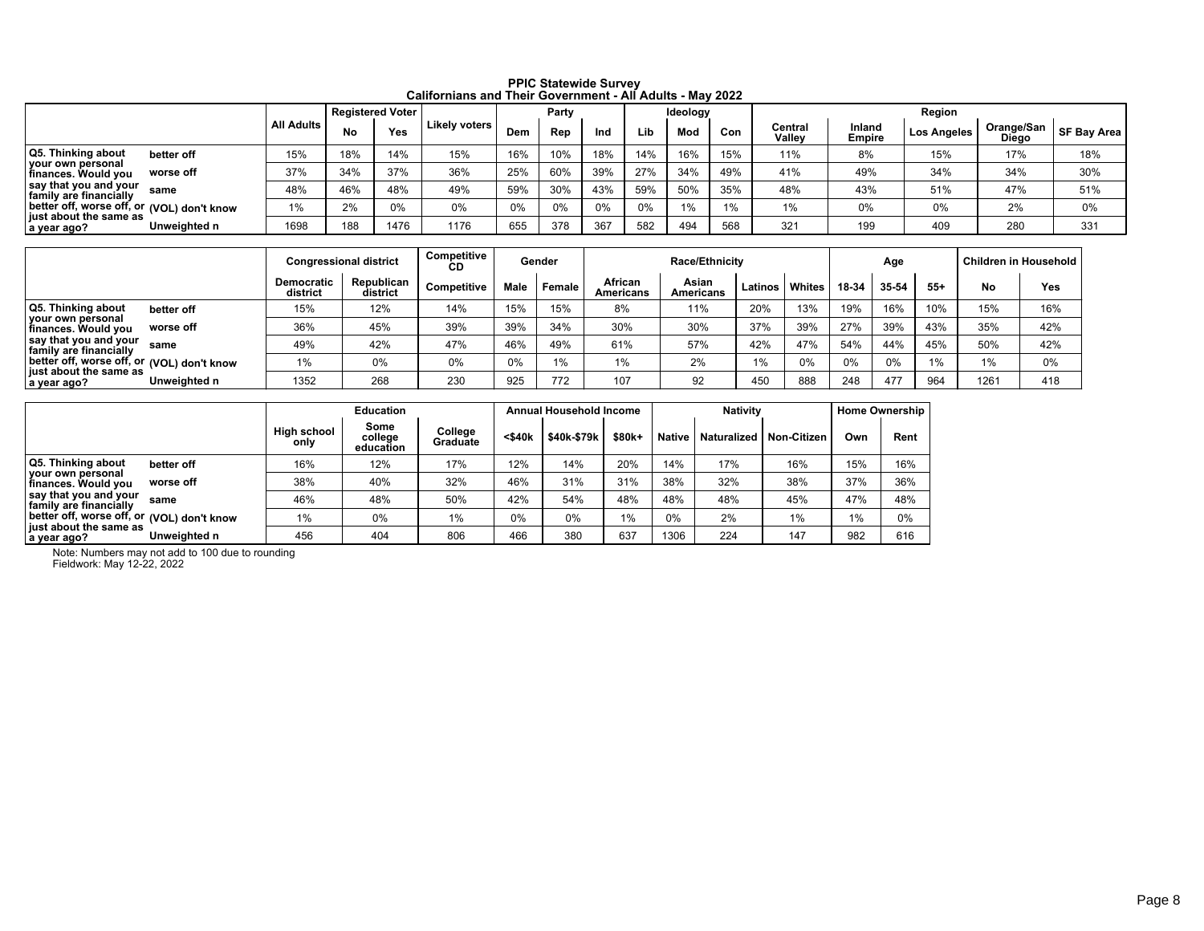# PPIC Statewide Survey

## Californians and Their Government - All Adults - May 2022

| | | All Adults | Registered Voter | | Likely voters | Party | | | Ideology | | | Region | | | | |
|---|---|---|---|---|---|---|---|---|---|---|---|---|---|---|---|---|
| | | | No | Yes | | Dem | Rep | Ind | Lib | Mod | Con | Central Valley | Inland Empire | Los Angeles | Orange/San Diego | SF Bay Area |
| Q5. Thinking about your own personal finances. Would you say that you and your family are financially better off, worse off, or just about the same as a year ago? | better off | 15% | 18% | 14% | 15% | 16% | 10% | 18% | 14% | 16% | 15% | 11% | 8% | 15% | 17% | 18% |
| | worse off | 37% | 34% | 37% | 36% | 25% | 60% | 39% | 27% | 34% | 49% | 41% | 49% | 34% | 34% | 30% |
| | same | 48% | 46% | 48% | 49% | 59% | 30% | 43% | 59% | 50% | 35% | 48% | 43% | 51% | 47% | 51% |
| | (VOL) don't know | 1% | 2% | 0% | 0% | 0% | 0% | 0% | 0% | 1% | 1% | 1% | 0% | 0% | 2% | 0% |
| | Unweighted n | 1698 | 188 | 1476 | 1176 | 655 | 378 | 367 | 582 | 494 | 568 | 321 | 199 | 409 | 280 | 331 |

| | | Congressional district | | Competitive CD | Gender | | Race/Ethnicity | | | | Age | | | Children in Household | |
|---|---|---|---|---|---|---|---|---|---|---|---|---|---|---|---|
| | | Democratic district | Republican district | Competitive | Male | Female | African Americans | Asian Americans | Latinos | Whites | 18-34 | 35-54 | 55+ | No | Yes |
| Q5. Thinking about your own personal finances. Would you say that you and your family are financially better off, worse off, or just about the same as a year ago? | better off | 15% | 12% | 14% | 15% | 15% | 8% | 11% | 20% | 13% | 19% | 16% | 10% | 15% | 16% |
| | worse off | 36% | 45% | 39% | 39% | 34% | 30% | 30% | 37% | 39% | 27% | 39% | 43% | 35% | 42% |
| | same | 49% | 42% | 47% | 46% | 49% | 61% | 57% | 42% | 47% | 54% | 44% | 45% | 50% | 42% |
| | (VOL) don't know | 1% | 0% | 0% | 0% | 1% | 1% | 2% | 1% | 0% | 0% | 0% | 1% | 1% | 0% |
| | Unweighted n | 1352 | 268 | 230 | 925 | 772 | 107 | 92 | 450 | 888 | 248 | 477 | 964 | 1261 | 418 |

| | | Education | | | Annual Household Income | | | Nativity | | | Home Ownership | |
|---|---|---|---|---|---|---|---|---|---|---|---|---|
| | | High school only | Some college education | College Graduate | <$40k | $40k-$79k | $80k+ | Native | Naturalized | Non-Citizen | Own | Rent |
| Q5. Thinking about your own personal finances. Would you say that you and your family are financially better off, worse off, or just about the same as a year ago? | better off | 16% | 12% | 17% | 12% | 14% | 20% | 14% | 17% | 16% | 15% | 16% |
| | worse off | 38% | 40% | 32% | 46% | 31% | 31% | 38% | 32% | 38% | 37% | 36% |
| | same | 46% | 48% | 50% | 42% | 54% | 48% | 48% | 48% | 45% | 47% | 48% |
| | (VOL) don't know | 1% | 0% | 1% | 0% | 0% | 1% | 0% | 2% | 1% | 1% | 0% |
| | Unweighted n | 456 | 404 | 806 | 466 | 380 | 637 | 1306 | 224 | 147 | 982 | 616 |

Note: Numbers may not add to 100 due to rounding
Fieldwork: May 12-22, 2022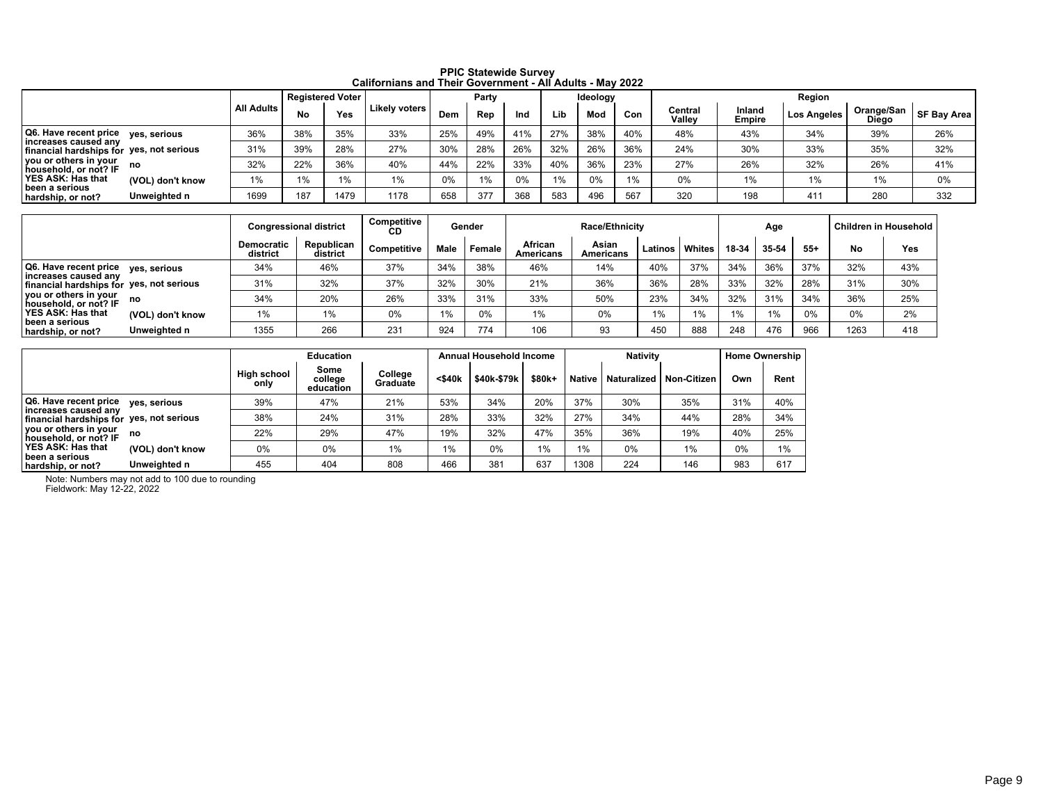# PPIC Statewide Survey
## Californians and Their Government - All Adults - May 2022

| | | All Adults | Registered Voter | | Likely voters | Party | | | Ideology | | | Region | | | | |
|---|---|---|---|---|---|---|---|---|---|---|---|---|---|---|---|---|
| | | | No | Yes | | Dem | Rep | Ind | Lib | Mod | Con | Central Valley | Inland Empire | Los Angeles | Orange/San Diego | SF Bay Area |
| Q6. Have recent price increases caused any financial hardships for you or others in your household, or not? IF YES ASK: Has that been a serious hardship, or not? | yes, serious | 36% | 38% | 35% | 33% | 25% | 49% | 41% | 27% | 38% | 40% | 48% | 43% | 34% | 39% | 26% |
| | yes, not serious | 31% | 39% | 28% | 27% | 30% | 28% | 26% | 32% | 26% | 36% | 24% | 30% | 33% | 35% | 32% |
| | no | 32% | 22% | 36% | 40% | 44% | 22% | 33% | 40% | 36% | 23% | 27% | 26% | 32% | 26% | 41% |
| | (VOL) don't know | 1% | 1% | 1% | 1% | 0% | 1% | 0% | 1% | 0% | 1% | 0% | 1% | 1% | 1% | 0% |
| | Unweighted n | 1699 | 187 | 1479 | 1178 | 658 | 377 | 368 | 583 | 496 | 567 | 320 | 198 | 411 | 280 | 332 |

| | | Congressional district | | Competitive CD | Gender | | Race/Ethnicity | | | | Age | | | Children in Household | |
|---|---|---|---|---|---|---|---|---|---|---|---|---|---|---|---|
| | | Democratic district | Republican district | Competitive | Male | Female | African Americans | Asian Americans | Latinos | Whites | 18-34 | 35-54 | 55+ | No | Yes |
| Q6. Have recent price increases caused any financial hardships for you or others in your household, or not? IF YES ASK: Has that been a serious hardship, or not? | yes, serious | 34% | 46% | 37% | 34% | 38% | 46% | 14% | 40% | 37% | 34% | 36% | 37% | 32% | 43% |
| | yes, not serious | 31% | 32% | 37% | 32% | 30% | 21% | 36% | 36% | 28% | 33% | 32% | 28% | 31% | 30% |
| | no | 34% | 20% | 26% | 33% | 31% | 33% | 50% | 23% | 34% | 32% | 31% | 34% | 36% | 25% |
| | (VOL) don't know | 1% | 1% | 0% | 1% | 0% | 1% | 0% | 1% | 1% | 1% | 1% | 0% | 0% | 2% |
| | Unweighted n | 1355 | 266 | 231 | 924 | 774 | 106 | 93 | 450 | 888 | 248 | 476 | 966 | 1263 | 418 |

| | | Education | | | Annual Household Income | | | Nativity | | | Home Ownership | |
|---|---|---|---|---|---|---|---|---|---|---|---|---|
| | | High school only | Some college education | College Graduate | <$40k | $40k-$79k | $80k+ | Native | Naturalized | Non-Citizen | Own | Rent |
| Q6. Have recent price increases caused any financial hardships for you or others in your household, or not? IF YES ASK: Has that been a serious hardship, or not? | yes, serious | 39% | 47% | 21% | 53% | 34% | 20% | 37% | 30% | 35% | 31% | 40% |
| | yes, not serious | 38% | 24% | 31% | 28% | 33% | 32% | 27% | 34% | 44% | 28% | 34% |
| | no | 22% | 29% | 47% | 19% | 32% | 47% | 35% | 36% | 19% | 40% | 25% |
| | (VOL) don't know | 0% | 0% | 1% | 1% | 0% | 1% | 1% | 0% | 1% | 0% | 1% |
| | Unweighted n | 455 | 404 | 808 | 466 | 381 | 637 | 1308 | 224 | 146 | 983 | 617 |

Note: Numbers may not add to 100 due to rounding
Fieldwork: May 12-22, 2022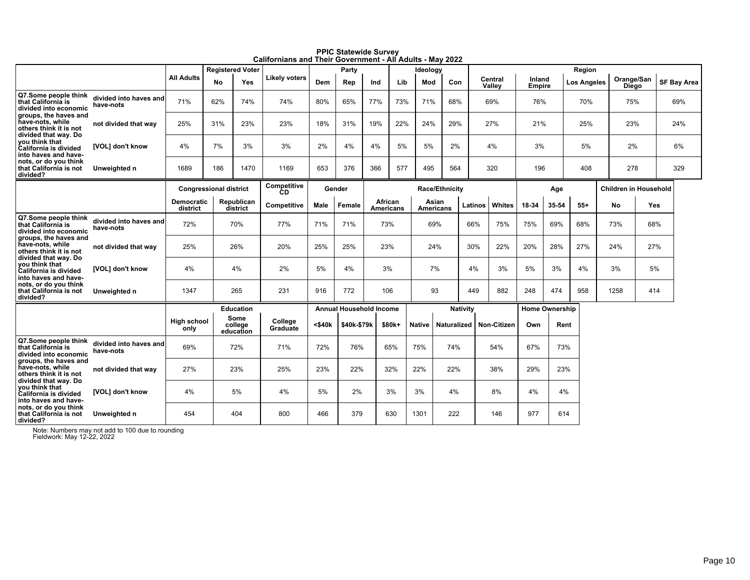# PPIC Statewide Survey
## Californians and Their Government - All Adults - May 2022

| | | All Adults | Registered Voter | | Likely voters | Party | | | Ideology | | | Region | | | | |
|---|---|---|---|---|---|---|---|---|---|---|---|---|---|---|---|---|
| | | | No | Yes | | Dem | Rep | Ind | Lib | Mod | Con | Central Valley | Inland Empire | Los Angeles | Orange/San Diego | SF Bay Area |
| Q7.Some people think that California is divided into economic groups, the haves and have-nots, while others think it is not divided that way. Do you think that California is divided into haves and have-nots, or do you think that California is not divided? | divided into haves and have-nots | 71% | 62% | 74% | 74% | 80% | 65% | 77% | 73% | 71% | 68% | 69% | 76% | 70% | 75% | 69% |
| | not divided that way | 25% | 31% | 23% | 23% | 18% | 31% | 19% | 22% | 24% | 29% | 27% | 21% | 25% | 23% | 24% |
| | [VOL] don't know | 4% | 7% | 3% | 3% | 2% | 4% | 4% | 5% | 5% | 2% | 4% | 3% | 5% | 2% | 6% |
| | Unweighted n | 1689 | 186 | 1470 | 1169 | 653 | 376 | 366 | 577 | 495 | 564 | 320 | 196 | 408 | 278 | 329 |

| | | Congressional district | | Competitive CD | Gender | | Race/Ethnicity | | | | Age | | | Children in Household | |
|---|---|---|---|---|---|---|---|---|---|---|---|---|---|---|---|
| | | Democratic district | Republican district | Competitive | Male | Female | African Americans | Asian Americans | Latinos | Whites | 18-34 | 35-54 | 55+ | No | Yes |
| Q7.Some people think that California is divided into economic groups, the haves and have-nots, while others think it is not divided that way. Do you think that California is divided into haves and have-nots, or do you think that California is not divided? | divided into haves and have-nots | 72% | 70% | 77% | 71% | 71% | 73% | 69% | 66% | 75% | 75% | 69% | 68% | 73% | 68% |
| | not divided that way | 25% | 26% | 20% | 25% | 25% | 23% | 24% | 30% | 22% | 20% | 28% | 27% | 24% | 27% |
| | [VOL] don't know | 4% | 4% | 2% | 5% | 4% | 3% | 7% | 4% | 3% | 5% | 3% | 4% | 3% | 5% |
| | Unweighted n | 1347 | 265 | 231 | 916 | 772 | 106 | 93 | 449 | 882 | 248 | 474 | 958 | 1258 | 414 |

| | | Education | | | Annual Household Income | | | Nativity | | | Home Ownership | |
|---|---|---|---|---|---|---|---|---|---|---|---|---|
| | | High school only | Some college education | College Graduate | <$40k | $40k-$79k | $80k+ | Native | Naturalized | Non-Citizen | Own | Rent |
| Q7.Some people think that California is divided into economic groups, the haves and have-nots, while others think it is not divided that way. Do you think that California is divided into haves and have-nots, or do you think that California is not divided? | divided into haves and have-nots | 69% | 72% | 71% | 72% | 76% | 65% | 75% | 74% | 54% | 67% | 73% |
| | not divided that way | 27% | 23% | 25% | 23% | 22% | 32% | 22% | 22% | 38% | 29% | 23% |
| | [VOL] don't know | 4% | 5% | 4% | 5% | 2% | 3% | 3% | 4% | 8% | 4% | 4% |
| | Unweighted n | 454 | 404 | 800 | 466 | 379 | 630 | 1301 | 222 | 146 | 977 | 614 |

Note: Numbers may not add to 100 due to rounding
Fieldwork: May 12-22, 2022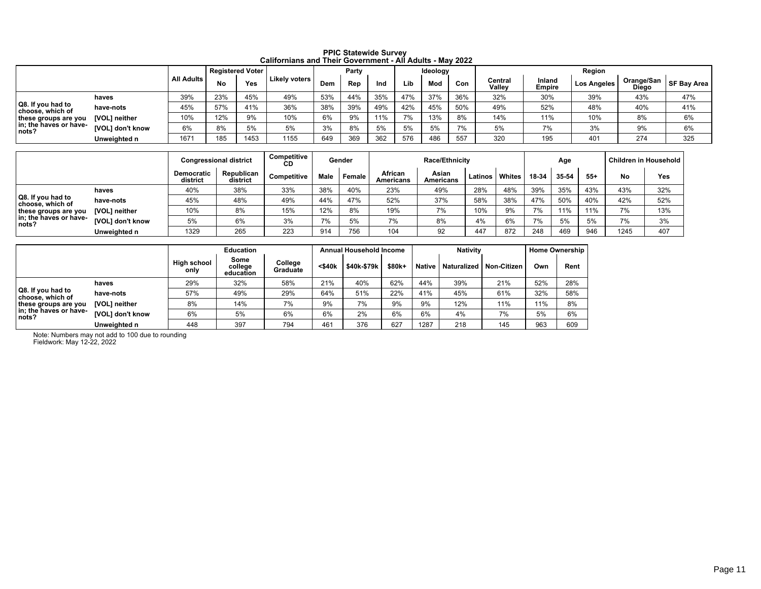**PPIC Statewide Survey**
**Californians and Their Government - All Adults - May 2022**

| | | All Adults | Registered Voter | | Likely voters | Party | | | Ideology | | | Region | | | | |
|---|---|---|---|---|---|---|---|---|---|---|---|---|---|---|---|---|
| | | | No | Yes | | Dem | Rep | Ind | Lib | Mod | Con | Central Valley | Inland Empire | Los Angeles | Orange/San Diego | SF Bay Area |
| Q8. If you had to choose, which of these groups are you in; the haves or have-nots? | haves | 39% | 23% | 45% | 49% | 53% | 44% | 35% | 47% | 37% | 36% | 32% | 30% | 39% | 43% | 47% |
| | have-nots | 45% | 57% | 41% | 36% | 38% | 39% | 49% | 42% | 45% | 50% | 49% | 52% | 48% | 40% | 41% |
| | [VOL] neither | 10% | 12% | 9% | 10% | 6% | 9% | 11% | 7% | 13% | 8% | 14% | 11% | 10% | 8% | 6% |
| | [VOL] don't know | 6% | 8% | 5% | 5% | 3% | 8% | 5% | 5% | 5% | 7% | 5% | 7% | 3% | 9% | 6% |
| | Unweighted n | 1671 | 185 | 1453 | 1155 | 649 | 369 | 362 | 576 | 486 | 557 | 320 | 195 | 401 | 274 | 325 |

| | | Congressional district | | Competitive CD | Gender | | Race/Ethnicity | | | | Age | | | Children in Household | |
|---|---|---|---|---|---|---|---|---|---|---|---|---|---|---|---|
| | | Democratic district | Republican district | Competitive | Male | Female | African Americans | Asian Americans | Latinos | Whites | 18-34 | 35-54 | 55+ | No | Yes |
| Q8. If you had to choose, which of these groups are you in; the haves or have-nots? | haves | 40% | 38% | 33% | 38% | 40% | 23% | 49% | 28% | 48% | 39% | 35% | 43% | 43% | 32% |
| | have-nots | 45% | 48% | 49% | 44% | 47% | 52% | 37% | 58% | 38% | 47% | 50% | 40% | 42% | 52% |
| | [VOL] neither | 10% | 8% | 15% | 12% | 8% | 19% | 7% | 10% | 9% | 7% | 11% | 11% | 7% | 13% |
| | [VOL] don't know | 5% | 6% | 3% | 7% | 5% | 7% | 8% | 4% | 6% | 7% | 5% | 5% | 7% | 3% |
| | Unweighted n | 1329 | 265 | 223 | 914 | 756 | 104 | 92 | 447 | 872 | 248 | 469 | 946 | 1245 | 407 |

| | | Education | | | Annual Household Income | | | Nativity | | | Home Ownership | |
|---|---|---|---|---|---|---|---|---|---|---|---|---|
| | | High school only | Some college education | College Graduate | <$40k | $40k-$79k | $80k+ | Native | Naturalized | Non-Citizen | Own | Rent |
| Q8. If you had to choose, which of these groups are you in; the haves or have-nots? | haves | 29% | 32% | 58% | 21% | 40% | 62% | 44% | 39% | 21% | 52% | 28% |
| | have-nots | 57% | 49% | 29% | 64% | 51% | 22% | 41% | 45% | 61% | 32% | 58% |
| | [VOL] neither | 8% | 14% | 7% | 9% | 7% | 9% | 9% | 12% | 11% | 11% | 8% |
| | [VOL] don't know | 6% | 5% | 6% | 6% | 2% | 6% | 6% | 4% | 7% | 5% | 6% |
| | Unweighted n | 448 | 397 | 794 | 461 | 376 | 627 | 1287 | 218 | 145 | 963 | 609 |

Note: Numbers may not add to 100 due to rounding
Fieldwork: May 12-22, 2022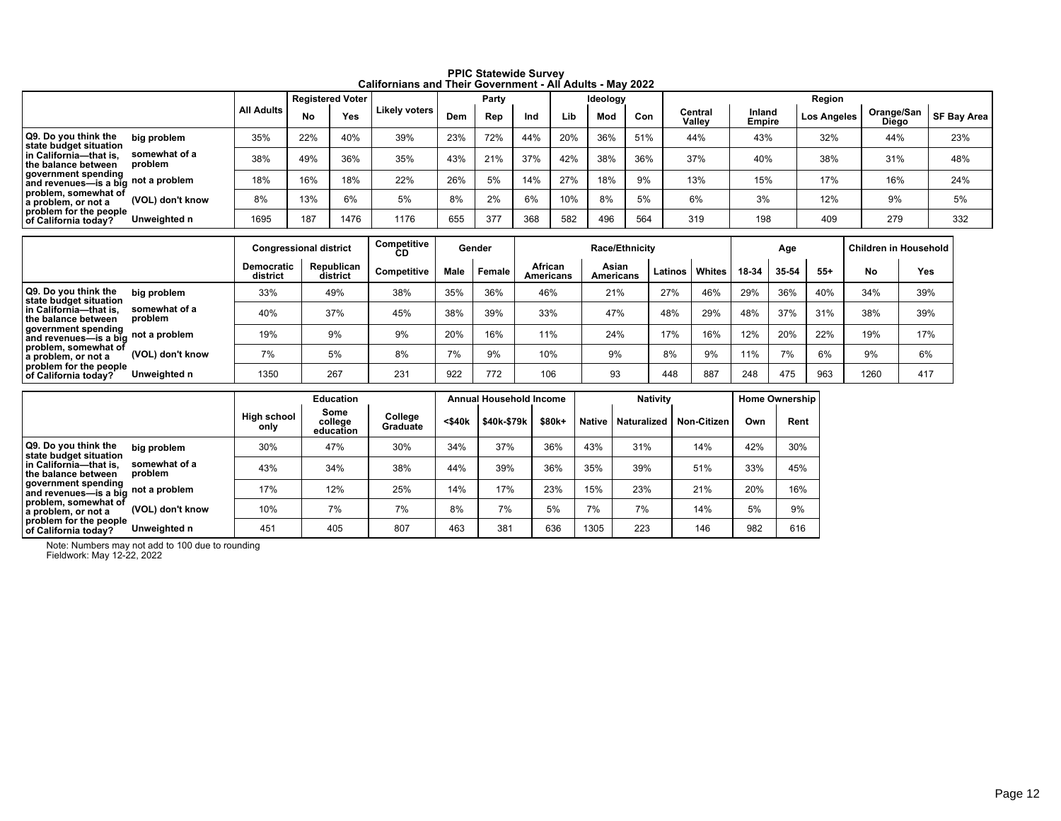**PPIC Statewide Survey**
**Californians and Their Government - All Adults - May 2022**

| | | All Adults | Registered Voter | | Likely voters | Party | | | Ideology | | | Region | | | | |
|---|---|---|---|---|---|---|---|---|---|---|---|---|---|---|---|---|
| | | | No | Yes | | Dem | Rep | Ind | Lib | Mod | Con | Central Valley | Inland Empire | Los Angeles | Orange/San Diego | SF Bay Area |
| Q9. Do you think the state budget situation in California—that is, the balance between government spending and revenues—is a big problem, somewhat of a problem, or not a problem for the people of California today? | big problem | 35% | 22% | 40% | 39% | 23% | 72% | 44% | 20% | 36% | 51% | 44% | 43% | 32% | 44% | 23% |
| | somewhat of a problem | 38% | 49% | 36% | 35% | 43% | 21% | 37% | 42% | 38% | 36% | 37% | 40% | 38% | 31% | 48% |
| | not a problem | 18% | 16% | 18% | 22% | 26% | 5% | 14% | 27% | 18% | 9% | 13% | 15% | 17% | 16% | 24% |
| | (VOL) don't know | 8% | 13% | 6% | 5% | 8% | 2% | 6% | 10% | 8% | 5% | 6% | 3% | 12% | 9% | 5% |
| | Unweighted n | 1695 | 187 | 1476 | 1176 | 655 | 377 | 368 | 582 | 496 | 564 | 319 | 198 | 409 | 279 | 332 |

| | | Congressional district | | Competitive CD | Gender | | Race/Ethnicity | | | | Age | | | Children in Household | |
|---|---|---|---|---|---|---|---|---|---|---|---|---|---|---|---|
| | | Democratic district | Republican district | Competitive | Male | Female | African Americans | Asian Americans | Latinos | Whites | 18-34 | 35-54 | 55+ | No | Yes |
| Q9. Do you think the state budget situation in California—that is, the balance between government spending and revenues—is a big problem, somewhat of a problem, or not a problem for the people of California today? | big problem | 33% | 49% | 38% | 35% | 36% | 46% | 21% | 27% | 46% | 29% | 36% | 40% | 34% | 39% |
| | somewhat of a problem | 40% | 37% | 45% | 38% | 39% | 33% | 47% | 48% | 29% | 48% | 37% | 31% | 38% | 39% |
| | not a problem | 19% | 9% | 9% | 20% | 16% | 11% | 24% | 17% | 16% | 12% | 20% | 22% | 19% | 17% |
| | (VOL) don't know | 7% | 5% | 8% | 7% | 9% | 10% | 9% | 8% | 9% | 11% | 7% | 6% | 9% | 6% |
| | Unweighted n | 1350 | 267 | 231 | 922 | 772 | 106 | 93 | 448 | 887 | 248 | 475 | 963 | 1260 | 417 |

| | | Education | | | Annual Household Income | | | Nativity | | | Home Ownership | |
|---|---|---|---|---|---|---|---|---|---|---|---|---|
| | | High school only | Some college education | College Graduate | <$40k | $40k-$79k | $80k+ | Native | Naturalized | Non-Citizen | Own | Rent |
| Q9. Do you think the state budget situation in California—that is, the balance between government spending and revenues—is a big problem, somewhat of a problem, or not a problem for the people of California today? | big problem | 30% | 47% | 30% | 34% | 37% | 36% | 43% | 31% | 14% | 42% | 30% |
| | somewhat of a problem | 43% | 34% | 38% | 44% | 39% | 36% | 35% | 39% | 51% | 33% | 45% |
| | not a problem | 17% | 12% | 25% | 14% | 17% | 23% | 15% | 23% | 21% | 20% | 16% |
| | (VOL) don't know | 10% | 7% | 7% | 8% | 7% | 5% | 7% | 7% | 14% | 5% | 9% |
| | Unweighted n | 451 | 405 | 807 | 463 | 381 | 636 | 1305 | 223 | 146 | 982 | 616 |

Note: Numbers may not add to 100 due to rounding
Fieldwork: May 12-22, 2022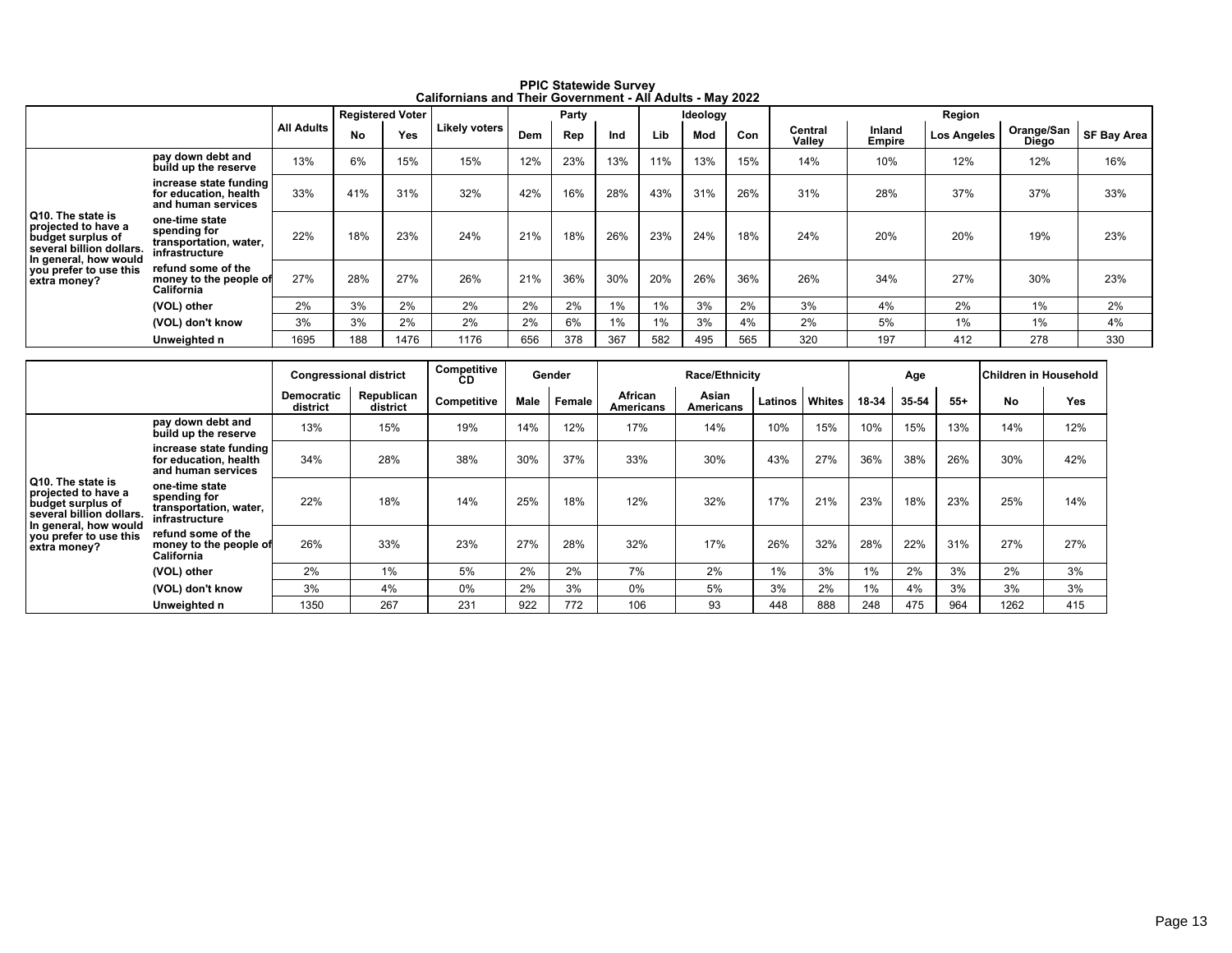**PPIC Statewide Survey**
**Californians and Their Government - All Adults - May 2022**

| | | All Adults | Registered Voter | | Likely voters | Party | | | Ideology | | | Region | | | | |
|---|---|---|---|---|---|---|---|---|---|---|---|---|---|---|---|---|
| | | | No | Yes | | Dem | Rep | Ind | Lib | Mod | Con | Central Valley | Inland Empire | Los Angeles | Orange/San Diego | SF Bay Area |
| Q10. The state is projected to have a budget surplus of several billion dollars. In general, how would you prefer to use this extra money? | pay down debt and build up the reserve | 13% | 6% | 15% | 15% | 12% | 23% | 13% | 11% | 13% | 15% | 14% | 10% | 12% | 12% | 16% |
| | increase state funding for education, health and human services | 33% | 41% | 31% | 32% | 42% | 16% | 28% | 43% | 31% | 26% | 31% | 28% | 37% | 37% | 33% |
| | one-time state spending for transportation, water, infrastructure | 22% | 18% | 23% | 24% | 21% | 18% | 26% | 23% | 24% | 18% | 24% | 20% | 20% | 19% | 23% |
| | refund some of the money to the people of California | 27% | 28% | 27% | 26% | 21% | 36% | 30% | 20% | 26% | 36% | 26% | 34% | 27% | 30% | 23% |
| | (VOL) other | 2% | 3% | 2% | 2% | 2% | 2% | 1% | 1% | 3% | 2% | 3% | 4% | 2% | 1% | 2% |
| | (VOL) don't know | 3% | 3% | 2% | 2% | 2% | 6% | 1% | 1% | 3% | 4% | 2% | 5% | 1% | 1% | 4% |
| | Unweighted n | 1695 | 188 | 1476 | 1176 | 656 | 378 | 367 | 582 | 495 | 565 | 320 | 197 | 412 | 278 | 330 |

| | | Congressional district | | Competitive CD | Gender | | Race/Ethnicity | | | | Age | | | Children in Household | |
|---|---|---|---|---|---|---|---|---|---|---|---|---|---|---|---|
| | | Democratic district | Republican district | Competitive | Male | Female | African Americans | Asian Americans | Latinos | Whites | 18-34 | 35-54 | 55+ | No | Yes |
| Q10. The state is projected to have a budget surplus of several billion dollars. In general, how would you prefer to use this extra money? | pay down debt and build up the reserve | 13% | 15% | 19% | 14% | 12% | 17% | 14% | 10% | 15% | 10% | 15% | 13% | 14% | 12% |
| | increase state funding for education, health and human services | 34% | 28% | 38% | 30% | 37% | 33% | 30% | 43% | 27% | 36% | 38% | 26% | 30% | 42% |
| | one-time state spending for transportation, water, infrastructure | 22% | 18% | 14% | 25% | 18% | 12% | 32% | 17% | 21% | 23% | 18% | 23% | 25% | 14% |
| | refund some of the money to the people of California | 26% | 33% | 23% | 27% | 28% | 32% | 17% | 26% | 32% | 28% | 22% | 31% | 27% | 27% |
| | (VOL) other | 2% | 1% | 5% | 2% | 2% | 7% | 2% | 1% | 3% | 1% | 2% | 3% | 2% | 3% |
| | (VOL) don't know | 3% | 4% | 0% | 2% | 3% | 0% | 5% | 3% | 2% | 1% | 4% | 3% | 3% | 3% |
| | Unweighted n | 1350 | 267 | 231 | 922 | 772 | 106 | 93 | 448 | 888 | 248 | 475 | 964 | 1262 | 415 |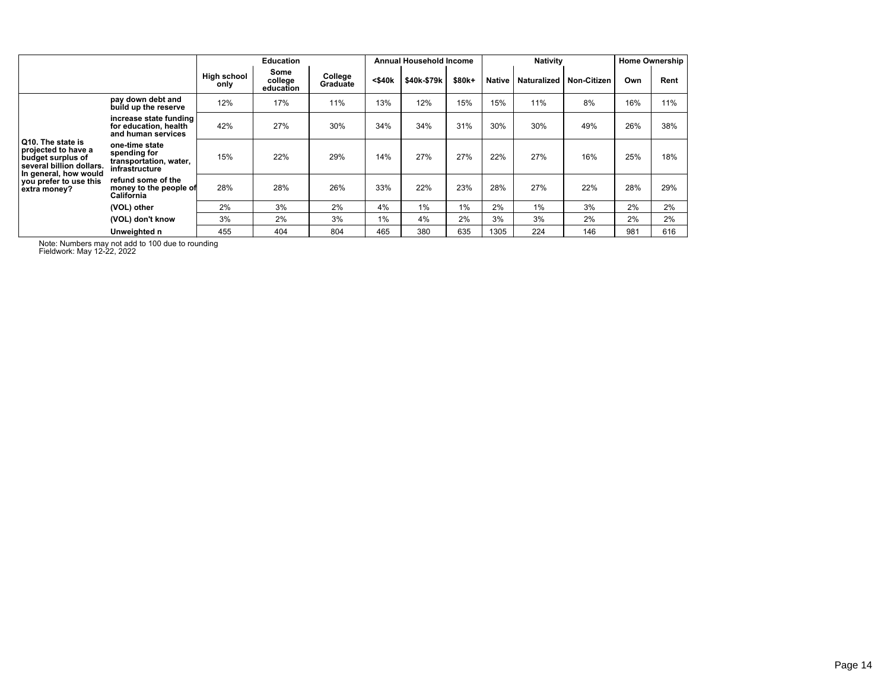| | | Education | | | Annual Household Income | | | Nativity | | | Home Ownership | |
|---|---|---|---|---|---|---|---|---|---|---|---|---|
| | | High school only | Some college education | College Graduate | <$40k | $40k-$79k | $80k+ | Native | Naturalized | Non-Citizen | Own | Rent |
| Q10. The state is projected to have a budget surplus of several billion dollars. In general, how would you prefer to use this extra money? | pay down debt and build up the reserve | 12% | 17% | 11% | 13% | 12% | 15% | 15% | 11% | 8% | 16% | 11% |
| | increase state funding for education, health and human services | 42% | 27% | 30% | 34% | 34% | 31% | 30% | 30% | 49% | 26% | 38% |
| | one-time state spending for transportation, water, infrastructure | 15% | 22% | 29% | 14% | 27% | 27% | 22% | 27% | 16% | 25% | 18% |
| | refund some of the money to the people of California | 28% | 28% | 26% | 33% | 22% | 23% | 28% | 27% | 22% | 28% | 29% |
| | (VOL) other | 2% | 3% | 2% | 4% | 1% | 1% | 2% | 1% | 3% | 2% | 2% |
| | (VOL) don't know | 3% | 2% | 3% | 1% | 4% | 2% | 3% | 3% | 2% | 2% | 2% |
| | Unweighted n | 455 | 404 | 804 | 465 | 380 | 635 | 1305 | 224 | 146 | 981 | 616 |

Note: Numbers may not add to 100 due to rounding
Fieldwork: May 12-22, 2022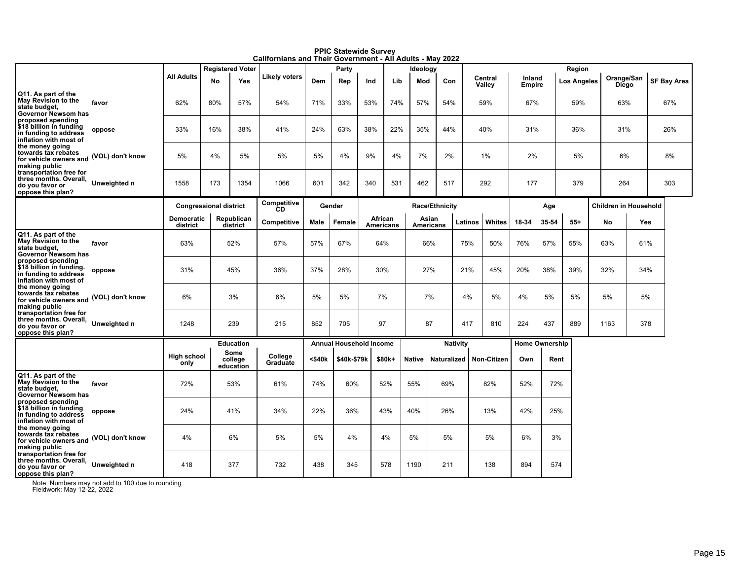**PPIC Statewide Survey**
**Californians and Their Government - All Adults - May 2022**

| | | All Adults | Registered Voter | | Likely voters | Party | | | Ideology | | | Region | | | | |
|---|---|---|---|---|---|---|---|---|---|---|---|---|---|---|---|---|
| | | | No | Yes | | Dem | Rep | Ind | Lib | Mod | Con | Central Valley | Inland Empire | Los Angeles | Orange/San Diego | SF Bay Area |
| Q11. As part of the May Revision to the state budget, Governor Newsom has proposed spending $18 billion in funding to address inflation with most of the money going towards tax rebates for vehicle owners and making public transportation free for three months. Overall, do you favor or oppose this plan? | favor | 62% | 80% | 57% | 54% | 71% | 33% | 53% | 74% | 57% | 54% | 59% | 67% | 59% | 63% | 67% |
| | oppose | 33% | 16% | 38% | 41% | 24% | 63% | 38% | 22% | 35% | 44% | 40% | 31% | 36% | 31% | 26% |
| | (VOL) don't know | 5% | 4% | 5% | 5% | 5% | 4% | 9% | 4% | 7% | 2% | 1% | 2% | 5% | 6% | 8% |
| | Unweighted n | 1558 | 173 | 1354 | 1066 | 601 | 342 | 340 | 531 | 462 | 517 | 292 | 177 | 379 | 264 | 303 |

| | | Congressional district | | Competitive CD | Gender | | Race/Ethnicity | | | | Age | | | Children in Household | |
|---|---|---|---|---|---|---|---|---|---|---|---|---|---|---|---|
| | | Democratic district | Republican district | Competitive | Male | Female | African Americans | Asian Americans | Latinos | Whites | 18-34 | 35-54 | 55+ | No | Yes |
| Q11. As part of the May Revision to the state budget, Governor Newsom has proposed spending $18 billion in funding. in funding to address inflation with most of the money going towards tax rebates for vehicle owners and making public transportation free for three months. Overall, do you favor or oppose this plan? | favor | 63% | 52% | 57% | 57% | 67% | 64% | 66% | 75% | 50% | 76% | 57% | 55% | 63% | 61% |
| | oppose | 31% | 45% | 36% | 37% | 28% | 30% | 27% | 21% | 45% | 20% | 38% | 39% | 32% | 34% |
| | (VOL) don't know | 6% | 3% | 6% | 5% | 5% | 7% | 7% | 4% | 5% | 4% | 5% | 5% | 5% | 5% |
| | Unweighted n | 1248 | 239 | 215 | 852 | 705 | 97 | 87 | 417 | 810 | 224 | 437 | 889 | 1163 | 378 |

| | | Education | | | Annual Household Income | | | Nativity | | | Home Ownership | |
|---|---|---|---|---|---|---|---|---|---|---|---|---|
| | | High school only | Some college education | College Graduate | <$40k | $40k-$79k | $80k+ | Native | Naturalized | Non-Citizen | Own | Rent |
| Q11. As part of the May Revision to the state budget, Governor Newsom has proposed spending $18 billion in funding to address inflation with most of the money going towards tax rebates for vehicle owners and making public transportation free for three months. Overall, do you favor or oppose this plan? | favor | 72% | 53% | 61% | 74% | 60% | 52% | 55% | 69% | 82% | 52% | 72% |
| | oppose | 24% | 41% | 34% | 22% | 36% | 43% | 40% | 26% | 13% | 42% | 25% |
| | (VOL) don't know | 4% | 6% | 5% | 5% | 4% | 4% | 5% | 5% | 5% | 6% | 3% |
| | Unweighted n | 418 | 377 | 732 | 438 | 345 | 578 | 1190 | 211 | 138 | 894 | 574 |

Note: Numbers may not add to 100 due to rounding
Fieldwork: May 12-22, 2022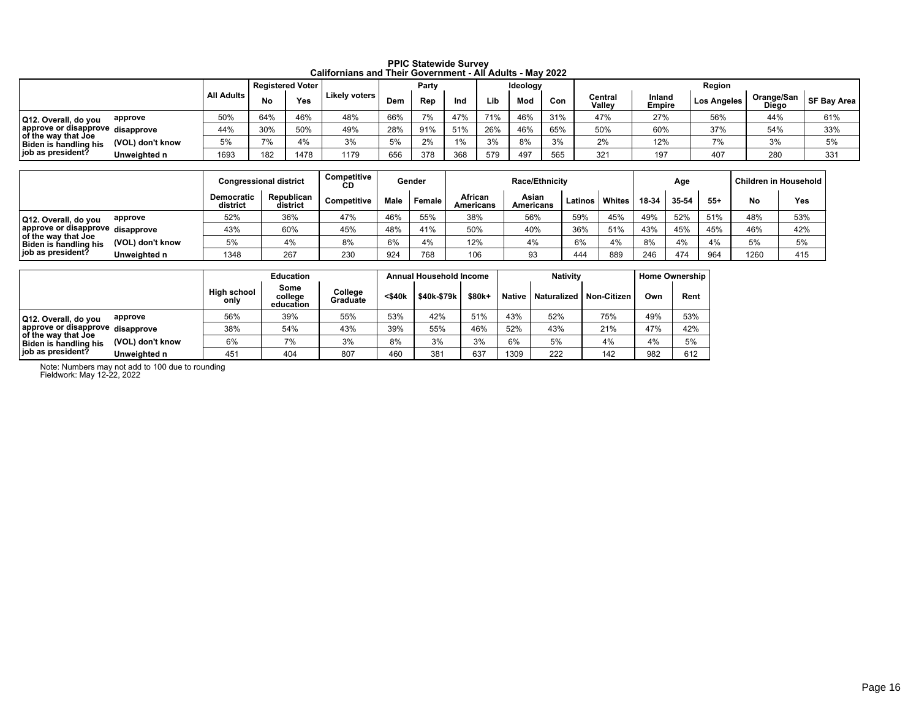# PPIC Statewide Survey
## Californians and Their Government - All Adults - May 2022

| | | All Adults | Registered Voter | | Likely voters | Party | | | Ideology | | | Region | | | | |
|---|---|---|---|---|---|---|---|---|---|---|---|---|---|---|---|---|
| | | | No | Yes | | Dem | Rep | Ind | Lib | Mod | Con | Central Valley | Inland Empire | Los Angeles | Orange/San Diego | SF Bay Area |
| Q12. Overall, do you approve or disapprove of the way that Joe Biden is handling his job as president? | approve | 50% | 64% | 46% | 48% | 66% | 7% | 47% | 71% | 46% | 31% | 47% | 27% | 56% | 44% | 61% |
| | disapprove | 44% | 30% | 50% | 49% | 28% | 91% | 51% | 26% | 46% | 65% | 50% | 60% | 37% | 54% | 33% |
| | (VOL) don't know | 5% | 7% | 4% | 3% | 5% | 2% | 1% | 3% | 8% | 3% | 2% | 12% | 7% | 3% | 5% |
| | Unweighted n | 1693 | 182 | 1478 | 1179 | 656 | 378 | 368 | 579 | 497 | 565 | 321 | 197 | 407 | 280 | 331 |

| | | Congressional district | | Competitive CD | Gender | | Race/Ethnicity | | | | Age | | | Children in Household | |
|---|---|---|---|---|---|---|---|---|---|---|---|---|---|---|---|
| | | Democratic district | Republican district | Competitive | Male | Female | African Americans | Asian Americans | Latinos | Whites | 18-34 | 35-54 | 55+ | No | Yes |
| Q12. Overall, do you approve or disapprove of the way that Joe Biden is handling his job as president? | approve | 52% | 36% | 47% | 46% | 55% | 38% | 56% | 59% | 45% | 49% | 52% | 51% | 48% | 53% |
| | disapprove | 43% | 60% | 45% | 48% | 41% | 50% | 40% | 36% | 51% | 43% | 45% | 45% | 46% | 42% |
| | (VOL) don't know | 5% | 4% | 8% | 6% | 4% | 12% | 4% | 6% | 4% | 8% | 4% | 4% | 5% | 5% |
| | Unweighted n | 1348 | 267 | 230 | 924 | 768 | 106 | 93 | 444 | 889 | 246 | 474 | 964 | 1260 | 415 |

| | | Education | | | Annual Household Income | | | Nativity | | | Home Ownership | |
|---|---|---|---|---|---|---|---|---|---|---|---|---|
| | | High school only | Some college education | College Graduate | <$40k | $40k-$79k | $80k+ | Native | Naturalized | Non-Citizen | Own | Rent |
| Q12. Overall, do you approve or disapprove of the way that Joe Biden is handling his job as president? | approve | 56% | 39% | 55% | 53% | 42% | 51% | 43% | 52% | 75% | 49% | 53% |
| | disapprove | 38% | 54% | 43% | 39% | 55% | 46% | 52% | 43% | 21% | 47% | 42% |
| | (VOL) don't know | 6% | 7% | 3% | 8% | 3% | 3% | 6% | 5% | 4% | 4% | 5% |
| | Unweighted n | 451 | 404 | 807 | 460 | 381 | 637 | 1309 | 222 | 142 | 982 | 612 |

Note: Numbers may not add to 100 due to rounding
Fieldwork: May 12-22, 2022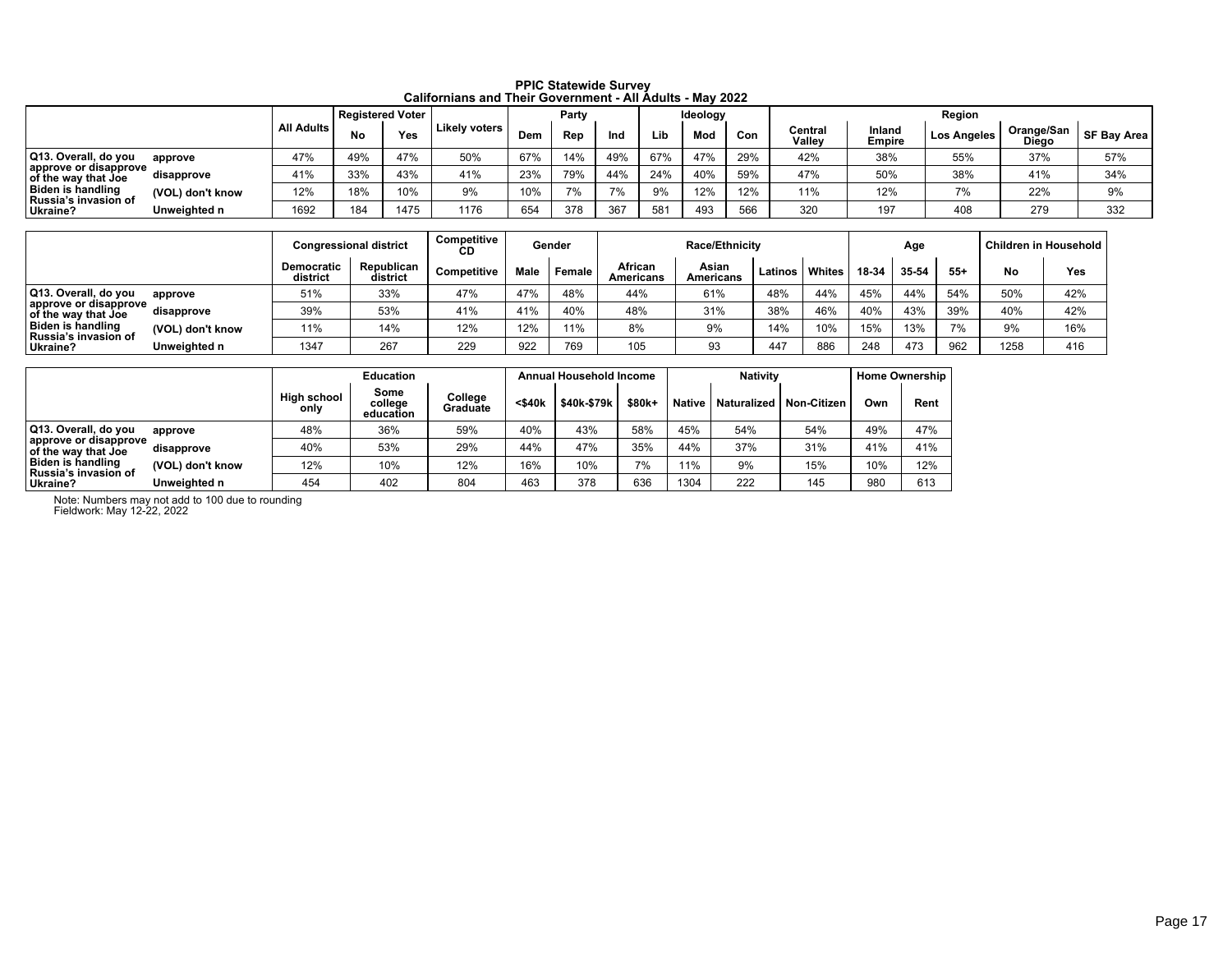**PPIC Statewide Survey**
**Californians and Their Government - All Adults - May 2022**

| | | All Adults | Registered Voter | | Likely voters | Party | | | Ideology | | | Region | | | | |
|---|---|---|---|---|---|---|---|---|---|---|---|---|---|---|---|---|
| | | | No | Yes | | Dem | Rep | Ind | Lib | Mod | Con | Central Valley | Inland Empire | Los Angeles | Orange/San Diego | SF Bay Area |
| Q13. Overall, do you approve or disapprove of the way that Joe Biden is handling Russia's invasion of Ukraine? | approve | 47% | 49% | 47% | 50% | 67% | 14% | 49% | 67% | 47% | 29% | 42% | 38% | 55% | 37% | 57% |
| | disapprove | 41% | 33% | 43% | 41% | 23% | 79% | 44% | 24% | 40% | 59% | 47% | 50% | 38% | 41% | 34% |
| | (VOL) don't know | 12% | 18% | 10% | 9% | 10% | 7% | 7% | 9% | 12% | 12% | 11% | 12% | 7% | 22% | 9% |
| | Unweighted n | 1692 | 184 | 1475 | 1176 | 654 | 378 | 367 | 581 | 493 | 566 | 320 | 197 | 408 | 279 | 332 |

| | | Congressional district | | Competitive CD | Gender | | Race/Ethnicity | | | | Age | | | Children in Household | |
|---|---|---|---|---|---|---|---|---|---|---|---|---|---|---|---|
| | | Democratic district | Republican district | Competitive | Male | Female | African Americans | Asian Americans | Latinos | Whites | 18-34 | 35-54 | 55+ | No | Yes |
| Q13. Overall, do you approve or disapprove of the way that Joe Biden is handling Russia's invasion of Ukraine? | approve | 51% | 33% | 47% | 47% | 48% | 44% | 61% | 48% | 44% | 45% | 44% | 54% | 50% | 42% |
| | disapprove | 39% | 53% | 41% | 41% | 40% | 48% | 31% | 38% | 46% | 40% | 43% | 39% | 40% | 42% |
| | (VOL) don't know | 11% | 14% | 12% | 12% | 11% | 8% | 9% | 14% | 10% | 15% | 13% | 7% | 9% | 16% |
| | Unweighted n | 1347 | 267 | 229 | 922 | 769 | 105 | 93 | 447 | 886 | 248 | 473 | 962 | 1258 | 416 |

| | | Education | | | Annual Household Income | | | Nativity | | | Home Ownership | |
|---|---|---|---|---|---|---|---|---|---|---|---|---|
| | | High school only | Some college education | College Graduate | <$40k | $40k-$79k | $80k+ | Native | Naturalized | Non-Citizen | Own | Rent |
| Q13. Overall, do you approve or disapprove of the way that Joe Biden is handling Russia's invasion of Ukraine? | approve | 48% | 36% | 59% | 40% | 43% | 58% | 45% | 54% | 54% | 49% | 47% |
| | disapprove | 40% | 53% | 29% | 44% | 47% | 35% | 44% | 37% | 31% | 41% | 41% |
| | (VOL) don't know | 12% | 10% | 12% | 16% | 10% | 7% | 11% | 9% | 15% | 10% | 12% |
| | Unweighted n | 454 | 402 | 804 | 463 | 378 | 636 | 1304 | 222 | 145 | 980 | 613 |

Note: Numbers may not add to 100 due to rounding
Fieldwork: May 12-22, 2022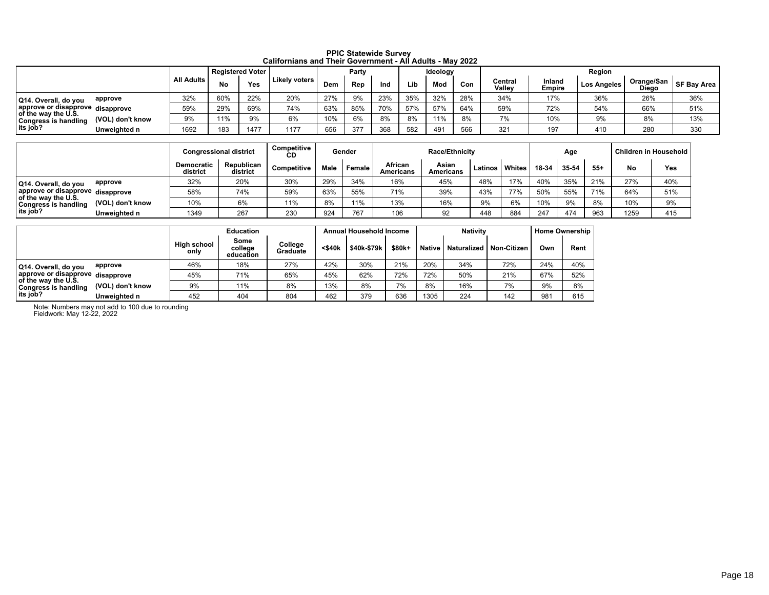# PPIC Statewide Survey
## Californians and Their Government - All Adults - May 2022

| | | All Adults | Registered Voter | | Likely voters | Party | | | Ideology | | | Region | | | | |
|---|---|---|---|---|---|---|---|---|---|---|---|---|---|---|---|---|
| | | | No | Yes | | Dem | Rep | Ind | Lib | Mod | Con | Central Valley | Inland Empire | Los Angeles | Orange/San Diego | SF Bay Area |
| Q14. Overall, do you approve or disapprove of the way the U.S. Congress is handling its job? | approve | 32% | 60% | 22% | 20% | 27% | 9% | 23% | 35% | 32% | 28% | 34% | 17% | 36% | 26% | 36% |
| | disapprove | 59% | 29% | 69% | 74% | 63% | 85% | 70% | 57% | 57% | 64% | 59% | 72% | 54% | 66% | 51% |
| | (VOL) don't know | 9% | 11% | 9% | 6% | 10% | 6% | 8% | 8% | 11% | 8% | 7% | 10% | 9% | 8% | 13% |
| | Unweighted n | 1692 | 183 | 1477 | 1177 | 656 | 377 | 368 | 582 | 491 | 566 | 321 | 197 | 410 | 280 | 330 |

| | | Congressional district | | Competitive CD | Gender | | Race/Ethnicity | | | | Age | | | Children in Household | |
|---|---|---|---|---|---|---|---|---|---|---|---|---|---|---|---|
| | | Democratic district | Republican district | Competitive | Male | Female | African Americans | Asian Americans | Latinos | Whites | 18-34 | 35-54 | 55+ | No | Yes |
| Q14. Overall, do you approve or disapprove of the way the U.S. Congress is handling its job? | approve | 32% | 20% | 30% | 29% | 34% | 16% | 45% | 48% | 17% | 40% | 35% | 21% | 27% | 40% |
| | disapprove | 58% | 74% | 59% | 63% | 55% | 71% | 39% | 43% | 77% | 50% | 55% | 71% | 64% | 51% |
| | (VOL) don't know | 10% | 6% | 11% | 8% | 11% | 13% | 16% | 9% | 6% | 10% | 9% | 8% | 10% | 9% |
| | Unweighted n | 1349 | 267 | 230 | 924 | 767 | 106 | 92 | 448 | 884 | 247 | 474 | 963 | 1259 | 415 |

| | | Education | | | Annual Household Income | | | Nativity | | | Home Ownership | |
|---|---|---|---|---|---|---|---|---|---|---|---|---|
| | | High school only | Some college education | College Graduate | <$40k | $40k-$79k | $80k+ | Native | Naturalized | Non-Citizen | Own | Rent |
| Q14. Overall, do you approve or disapprove of the way the U.S. Congress is handling its job? | approve | 46% | 18% | 27% | 42% | 30% | 21% | 20% | 34% | 72% | 24% | 40% |
| | disapprove | 45% | 71% | 65% | 45% | 62% | 72% | 72% | 50% | 21% | 67% | 52% |
| | (VOL) don't know | 9% | 11% | 8% | 13% | 8% | 7% | 8% | 16% | 7% | 9% | 8% |
| | Unweighted n | 452 | 404 | 804 | 462 | 379 | 636 | 1305 | 224 | 142 | 981 | 615 |

Note: Numbers may not add to 100 due to rounding
Fieldwork: May 12-22, 2022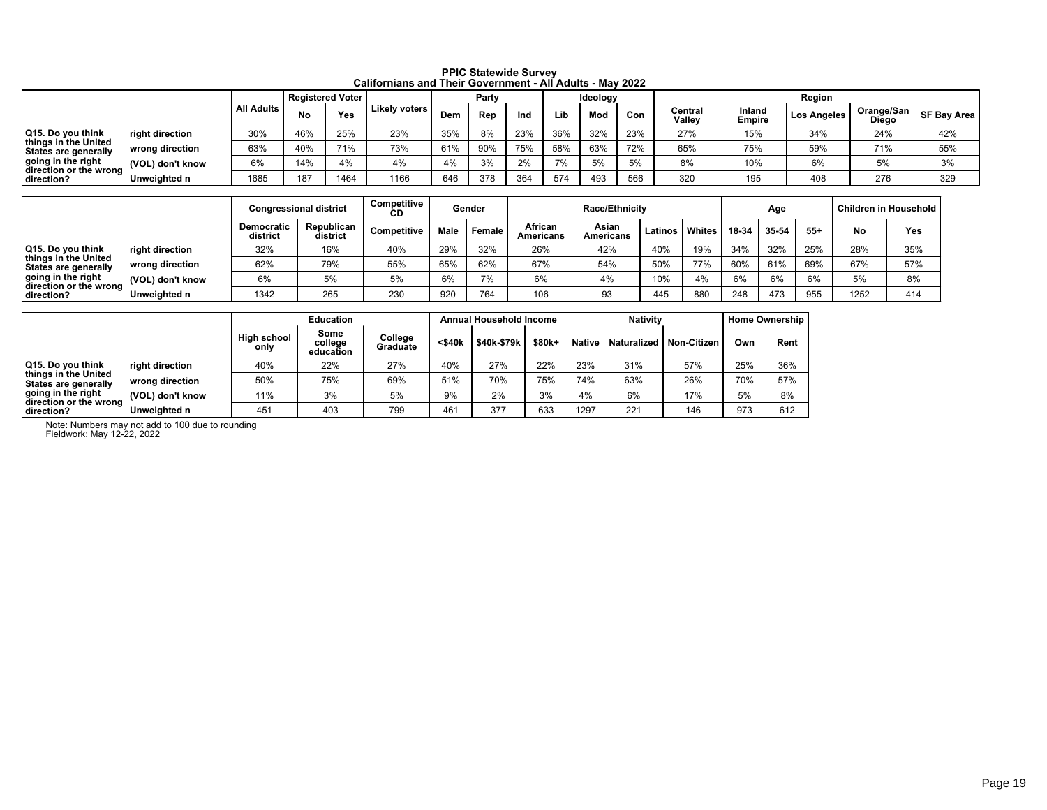# PPIC Statewide Survey
## Californians and Their Government - All Adults - May 2022

| | | All Adults | Registered Voter | | Likely voters | Party | | | Ideology | | | Region | | | | |
|---|---|---|---|---|---|---|---|---|---|---|---|---|---|---|---|---|
| | | | No | Yes | | Dem | Rep | Ind | Lib | Mod | Con | Central Valley | Inland Empire | Los Angeles | Orange/San Diego | SF Bay Area |
| Q15. Do you think things in the United States are generally going in the right direction or the wrong direction? | right direction | 30% | 46% | 25% | 23% | 35% | 8% | 23% | 36% | 32% | 23% | 27% | 15% | 34% | 24% | 42% |
| | wrong direction | 63% | 40% | 71% | 73% | 61% | 90% | 75% | 58% | 63% | 72% | 65% | 75% | 59% | 71% | 55% |
| | (VOL) don't know | 6% | 14% | 4% | 4% | 4% | 3% | 2% | 7% | 5% | 5% | 8% | 10% | 6% | 5% | 3% |
| | Unweighted n | 1685 | 187 | 1464 | 1166 | 646 | 378 | 364 | 574 | 493 | 566 | 320 | 195 | 408 | 276 | 329 |

| | | Congressional district | | Competitive CD | Gender | | Race/Ethnicity | | | | Age | | | Children in Household | |
|---|---|---|---|---|---|---|---|---|---|---|---|---|---|---|---|
| | | Democratic district | Republican district | Competitive | Male | Female | African Americans | Asian Americans | Latinos | Whites | 18-34 | 35-54 | 55+ | No | Yes |
| Q15. Do you think things in the United States are generally going in the right direction or the wrong direction? | right direction | 32% | 16% | 40% | 29% | 32% | 26% | 42% | 40% | 19% | 34% | 32% | 25% | 28% | 35% |
| | wrong direction | 62% | 79% | 55% | 65% | 62% | 67% | 54% | 50% | 77% | 60% | 61% | 69% | 67% | 57% |
| | (VOL) don't know | 6% | 5% | 5% | 6% | 7% | 6% | 4% | 10% | 4% | 6% | 6% | 6% | 5% | 8% |
| | Unweighted n | 1342 | 265 | 230 | 920 | 764 | 106 | 93 | 445 | 880 | 248 | 473 | 955 | 1252 | 414 |

| | | Education | | | Annual Household Income | | | Nativity | | | Home Ownership | |
|---|---|---|---|---|---|---|---|---|---|---|---|---|
| | | High school only | Some college education | College Graduate | <$40k | $40k-$79k | $80k+ | Native | Naturalized | Non-Citizen | Own | Rent |
| Q15. Do you think things in the United States are generally going in the right direction or the wrong direction? | right direction | 40% | 22% | 27% | 40% | 27% | 22% | 23% | 31% | 57% | 25% | 36% |
| | wrong direction | 50% | 75% | 69% | 51% | 70% | 75% | 74% | 63% | 26% | 70% | 57% |
| | (VOL) don't know | 11% | 3% | 5% | 9% | 2% | 3% | 4% | 6% | 17% | 5% | 8% |
| | Unweighted n | 451 | 403 | 799 | 461 | 377 | 633 | 1297 | 221 | 146 | 973 | 612 |

Note: Numbers may not add to 100 due to rounding
Fieldwork: May 12-22, 2022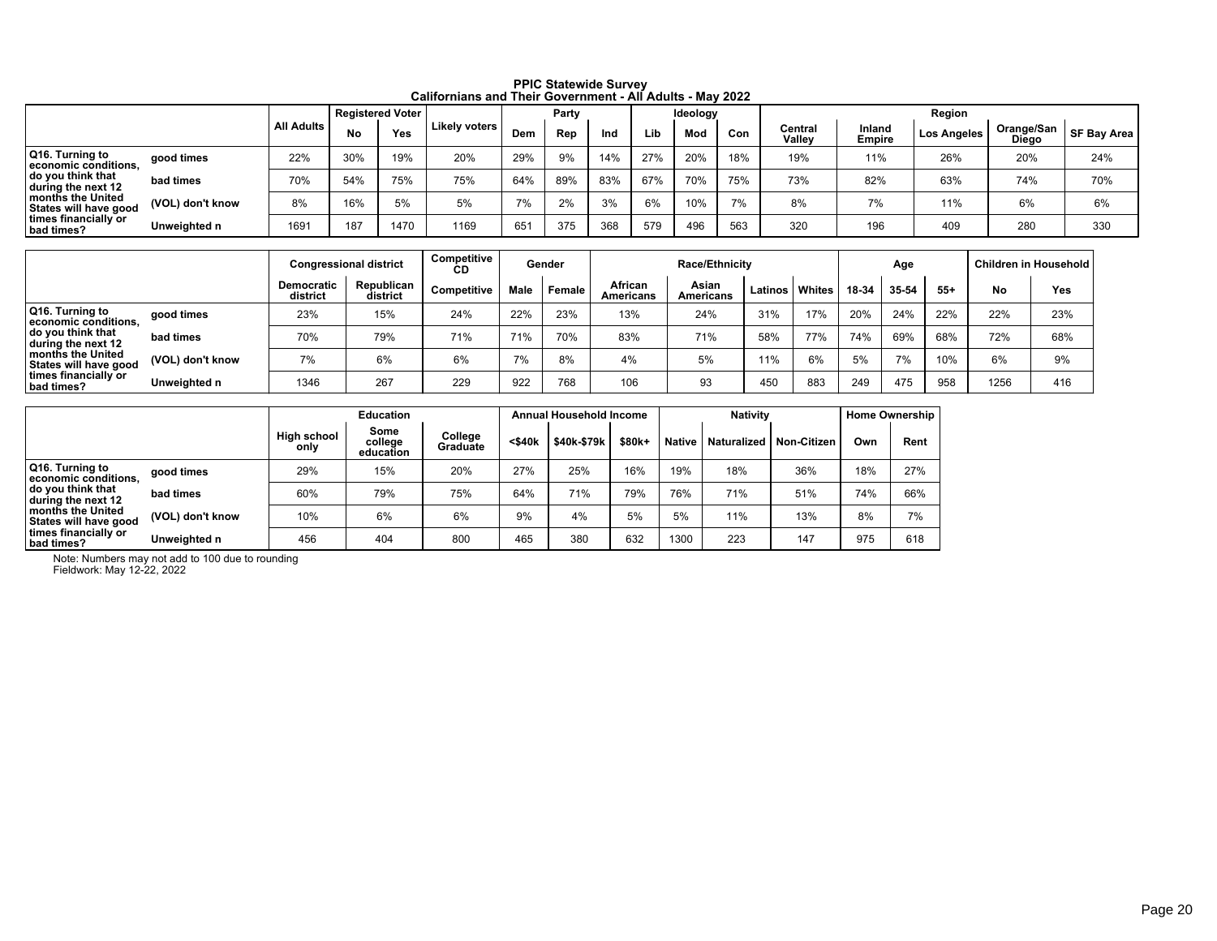# PPIC Statewide Survey
## Californians and Their Government - All Adults - May 2022

| | | All Adults | Registered Voter | | Likely voters | Party | | | Ideology | | | Region | | | | |
|---|---|---|---|---|---|---|---|---|---|---|---|---|---|---|---|---|
| | | | No | Yes | | Dem | Rep | Ind | Lib | Mod | Con | Central Valley | Inland Empire | Los Angeles | Orange/San Diego | SF Bay Area |
| Q16. Turning to economic conditions, do you think that during the next 12 months the United States will have good times financially or bad times? | good times | 22% | 30% | 19% | 20% | 29% | 9% | 14% | 27% | 20% | 18% | 19% | 11% | 26% | 20% | 24% |
| | bad times | 70% | 54% | 75% | 75% | 64% | 89% | 83% | 67% | 70% | 75% | 73% | 82% | 63% | 74% | 70% |
| | (VOL) don't know | 8% | 16% | 5% | 5% | 7% | 2% | 3% | 6% | 10% | 7% | 8% | 7% | 11% | 6% | 6% |
| | Unweighted n | 1691 | 187 | 1470 | 1169 | 651 | 375 | 368 | 579 | 496 | 563 | 320 | 196 | 409 | 280 | 330 |

| | | Congressional district | | Competitive CD | Gender | | Race/Ethnicity | | | | Age | | | Children in Household | |
|---|---|---|---|---|---|---|---|---|---|---|---|---|---|---|---|
| | | Democratic district | Republican district | Competitive | Male | Female | African Americans | Asian Americans | Latinos | Whites | 18-34 | 35-54 | 55+ | No | Yes |
| Q16. Turning to economic conditions, do you think that during the next 12 months the United States will have good times financially or bad times? | good times | 23% | 15% | 24% | 22% | 23% | 13% | 24% | 31% | 17% | 20% | 24% | 22% | 22% | 23% |
| | bad times | 70% | 79% | 71% | 71% | 70% | 83% | 71% | 58% | 77% | 74% | 69% | 68% | 72% | 68% |
| | (VOL) don't know | 7% | 6% | 6% | 7% | 8% | 4% | 5% | 11% | 6% | 5% | 7% | 10% | 6% | 9% |
| | Unweighted n | 1346 | 267 | 229 | 922 | 768 | 106 | 93 | 450 | 883 | 249 | 475 | 958 | 1256 | 416 |

| | | Education | | | Annual Household Income | | | Nativity | | | Home Ownership | |
|---|---|---|---|---|---|---|---|---|---|---|---|---|
| | | High school only | Some college education | College Graduate | <$40k | $40k-$79k | $80k+ | Native | Naturalized | Non-Citizen | Own | Rent |
| Q16. Turning to economic conditions, do you think that during the next 12 months the United States will have good times financially or bad times? | good times | 29% | 15% | 20% | 27% | 25% | 16% | 19% | 18% | 36% | 18% | 27% |
| | bad times | 60% | 79% | 75% | 64% | 71% | 79% | 76% | 71% | 51% | 74% | 66% |
| | (VOL) don't know | 10% | 6% | 6% | 9% | 4% | 5% | 5% | 11% | 13% | 8% | 7% |
| | Unweighted n | 456 | 404 | 800 | 465 | 380 | 632 | 1300 | 223 | 147 | 975 | 618 |

Note: Numbers may not add to 100 due to rounding
Fieldwork: May 12-22, 2022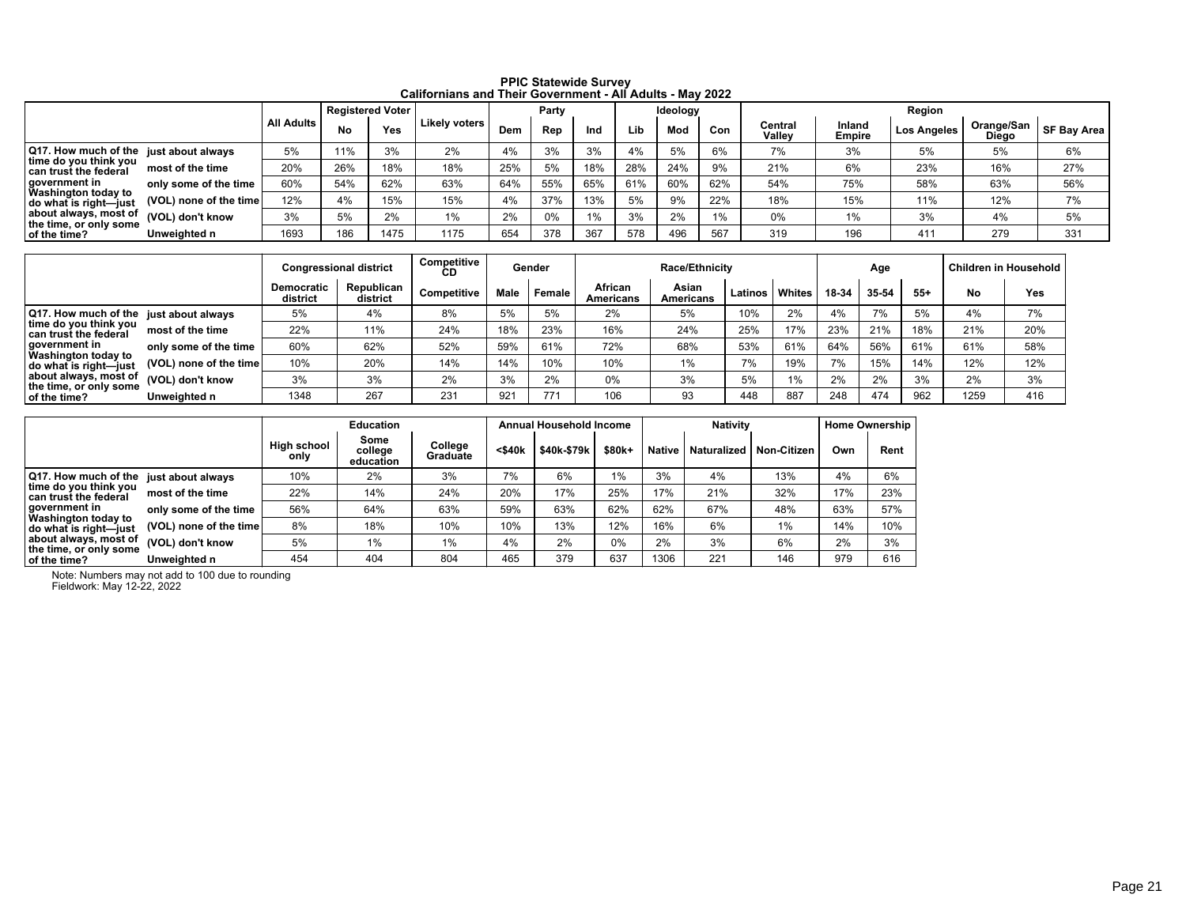**PPIC Statewide Survey**
**Californians and Their Government - All Adults - May 2022**

| | | All Adults | Registered Voter | | Likely voters | Party | | | Ideology | | | Region | | | | |
|---|---|---|---|---|---|---|---|---|---|---|---|---|---|---|---|---|
| | | | No | Yes | | Dem | Rep | Ind | Lib | Mod | Con | Central Valley | Inland Empire | Los Angeles | Orange/San Diego | SF Bay Area |
| Q17. How much of the time do you think you can trust the federal government in Washington today to do what is right—just about always, most of the time, or only some of the time? | just about always | 5% | 11% | 3% | 2% | 4% | 3% | 3% | 4% | 5% | 6% | 7% | 3% | 5% | 5% | 6% |
| | most of the time | 20% | 26% | 18% | 18% | 25% | 5% | 18% | 28% | 24% | 9% | 21% | 6% | 23% | 16% | 27% |
| | only some of the time | 60% | 54% | 62% | 63% | 64% | 55% | 65% | 61% | 60% | 62% | 54% | 75% | 58% | 63% | 56% |
| | (VOL) none of the time | 12% | 4% | 15% | 15% | 4% | 37% | 13% | 5% | 9% | 22% | 18% | 15% | 11% | 12% | 7% |
| | (VOL) don't know | 3% | 5% | 2% | 1% | 2% | 0% | 1% | 3% | 2% | 1% | 0% | 1% | 3% | 4% | 5% |
| | Unweighted n | 1693 | 186 | 1475 | 1175 | 654 | 378 | 367 | 578 | 496 | 567 | 319 | 196 | 411 | 279 | 331 |

| | | Congressional district | | Competitive CD | Gender | | Race/Ethnicity | | | | Age | | | Children in Household | |
|---|---|---|---|---|---|---|---|---|---|---|---|---|---|---|---|
| | | Democratic district | Republican district | Competitive | Male | Female | African Americans | Asian Americans | Latinos | Whites | 18-34 | 35-54 | 55+ | No | Yes |
| Q17. How much of the time do you think you can trust the federal government in Washington today to do what is right—just about always, most of the time, or only some of the time? | just about always | 5% | 4% | 8% | 5% | 5% | 2% | 5% | 10% | 2% | 4% | 7% | 5% | 4% | 7% |
| | most of the time | 22% | 11% | 24% | 18% | 23% | 16% | 24% | 25% | 17% | 23% | 21% | 18% | 21% | 20% |
| | only some of the time | 60% | 62% | 52% | 59% | 61% | 72% | 68% | 53% | 61% | 64% | 56% | 61% | 61% | 58% |
| | (VOL) none of the time | 10% | 20% | 14% | 14% | 10% | 10% | 1% | 7% | 19% | 7% | 15% | 14% | 12% | 12% |
| | (VOL) don't know | 3% | 3% | 2% | 3% | 2% | 0% | 3% | 5% | 1% | 2% | 2% | 3% | 2% | 3% |
| | Unweighted n | 1348 | 267 | 231 | 921 | 771 | 106 | 93 | 448 | 887 | 248 | 474 | 962 | 1259 | 416 |

| | | Education | | | Annual Household Income | | | Nativity | | | Home Ownership | |
|---|---|---|---|---|---|---|---|---|---|---|---|---|
| | | High school only | Some college education | College Graduate | <$40k | $40k-$79k | $80k+ | Native | Naturalized | Non-Citizen | Own | Rent |
| Q17. How much of the time do you think you can trust the federal government in Washington today to do what is right—just about always, most of the time, or only some of the time? | just about always | 10% | 2% | 3% | 7% | 6% | 1% | 3% | 4% | 13% | 4% | 6% |
| | most of the time | 22% | 14% | 24% | 20% | 17% | 25% | 17% | 21% | 32% | 17% | 23% |
| | only some of the time | 56% | 64% | 63% | 59% | 63% | 62% | 62% | 67% | 48% | 63% | 57% |
| | (VOL) none of the time | 8% | 18% | 10% | 10% | 13% | 12% | 16% | 6% | 1% | 14% | 10% |
| | (VOL) don't know | 5% | 1% | 1% | 4% | 2% | 0% | 2% | 3% | 6% | 2% | 3% |
| | Unweighted n | 454 | 404 | 804 | 465 | 379 | 637 | 1306 | 221 | 146 | 979 | 616 |

Note: Numbers may not add to 100 due to rounding
Fieldwork: May 12-22, 2022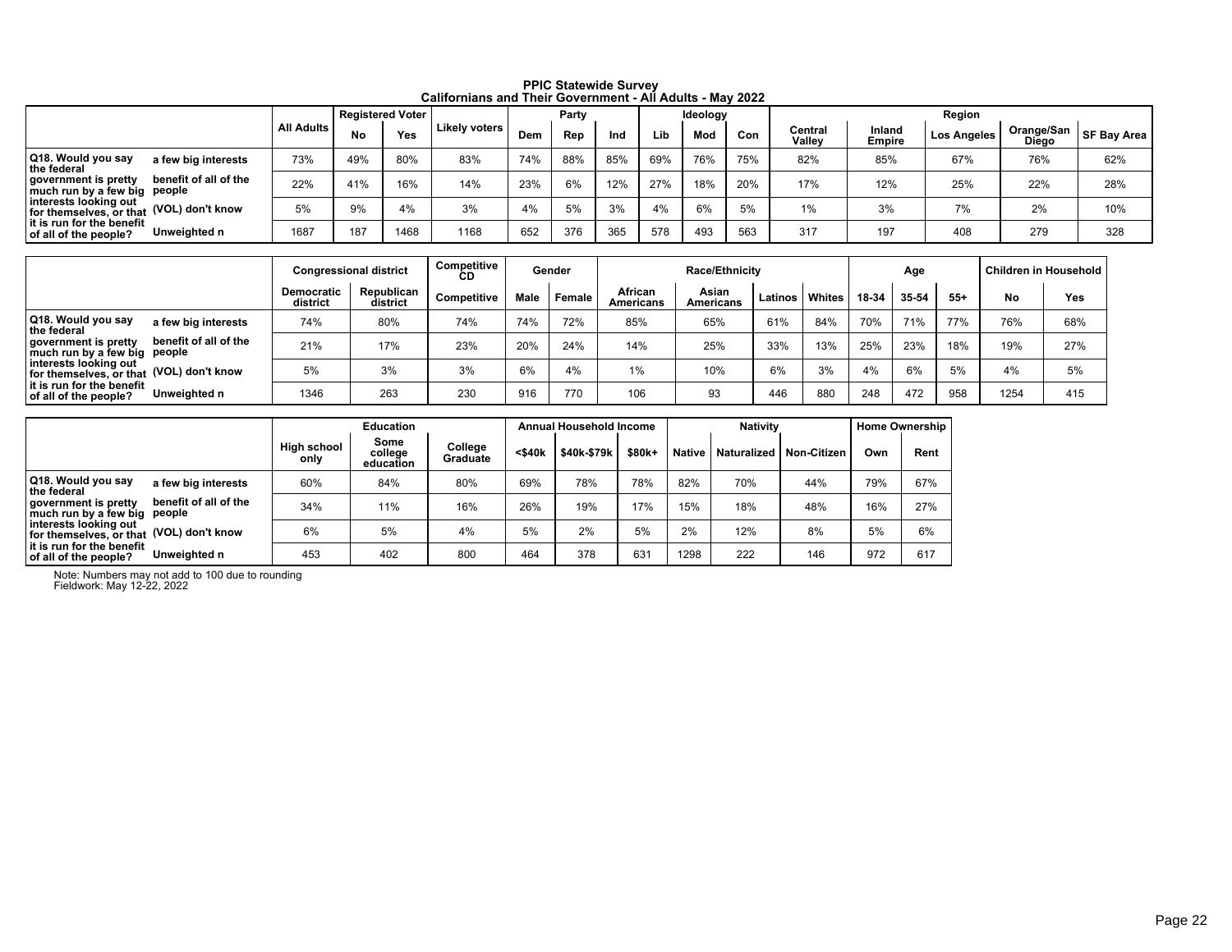# PPIC Statewide Survey
## Californians and Their Government - All Adults - May 2022

| | | All Adults | Registered Voter | | Likely voters | Party | | | Ideology | | | Region | | | | |
|---|---|---|---|---|---|---|---|---|---|---|---|---|---|---|---|---|
| | | | No | Yes | | Dem | Rep | Ind | Lib | Mod | Con | Central Valley | Inland Empire | Los Angeles | Orange/San Diego | SF Bay Area |
| Q18. Would you say the federal government is pretty much run by a few big interests looking out for themselves, or that it is run for the benefit of all of the people? | a few big interests | 73% | 49% | 80% | 83% | 74% | 88% | 85% | 69% | 76% | 75% | 82% | 85% | 67% | 76% | 62% |
| | benefit of all of the people | 22% | 41% | 16% | 14% | 23% | 6% | 12% | 27% | 18% | 20% | 17% | 12% | 25% | 22% | 28% |
| | (VOL) don't know | 5% | 9% | 4% | 3% | 4% | 5% | 3% | 4% | 6% | 5% | 1% | 3% | 7% | 2% | 10% |
| | Unweighted n | 1687 | 187 | 1468 | 1168 | 652 | 376 | 365 | 578 | 493 | 563 | 317 | 197 | 408 | 279 | 328 |

| | | Congressional district | | Competitive CD | Gender | | Race/Ethnicity | | | | Age | | | Children in Household | |
|---|---|---|---|---|---|---|---|---|---|---|---|---|---|---|---|
| | | Democratic district | Republican district | Competitive | Male | Female | African Americans | Asian Americans | Latinos | Whites | 18-34 | 35-54 | 55+ | No | Yes |
| Q18. Would you say the federal government is pretty much run by a few big interests looking out for themselves, or that it is run for the benefit of all of the people? | a few big interests | 74% | 80% | 74% | 74% | 72% | 85% | 65% | 61% | 84% | 70% | 71% | 77% | 76% | 68% |
| | benefit of all of the people | 21% | 17% | 23% | 20% | 24% | 14% | 25% | 33% | 13% | 25% | 23% | 18% | 19% | 27% |
| | (VOL) don't know | 5% | 3% | 3% | 6% | 4% | 1% | 10% | 6% | 3% | 4% | 6% | 5% | 4% | 5% |
| | Unweighted n | 1346 | 263 | 230 | 916 | 770 | 106 | 93 | 446 | 880 | 248 | 472 | 958 | 1254 | 415 |

| | | Education | | | Annual Household Income | | | Nativity | | | Home Ownership | |
|---|---|---|---|---|---|---|---|---|---|---|---|---|
| | | High school only | Some college education | College Graduate | <$40k | $40k-$79k | $80k+ | Native | Naturalized | Non-Citizen | Own | Rent |
| Q18. Would you say the federal government is pretty much run by a few big interests looking out for themselves, or that it is run for the benefit of all of the people? | a few big interests | 60% | 84% | 80% | 69% | 78% | 78% | 82% | 70% | 44% | 79% | 67% |
| | benefit of all of the people | 34% | 11% | 16% | 26% | 19% | 17% | 15% | 18% | 48% | 16% | 27% |
| | (VOL) don't know | 6% | 5% | 4% | 5% | 2% | 5% | 2% | 12% | 8% | 5% | 6% |
| | Unweighted n | 453 | 402 | 800 | 464 | 378 | 631 | 1298 | 222 | 146 | 972 | 617 |

Note: Numbers may not add to 100 due to rounding
Fieldwork: May 12-22, 2022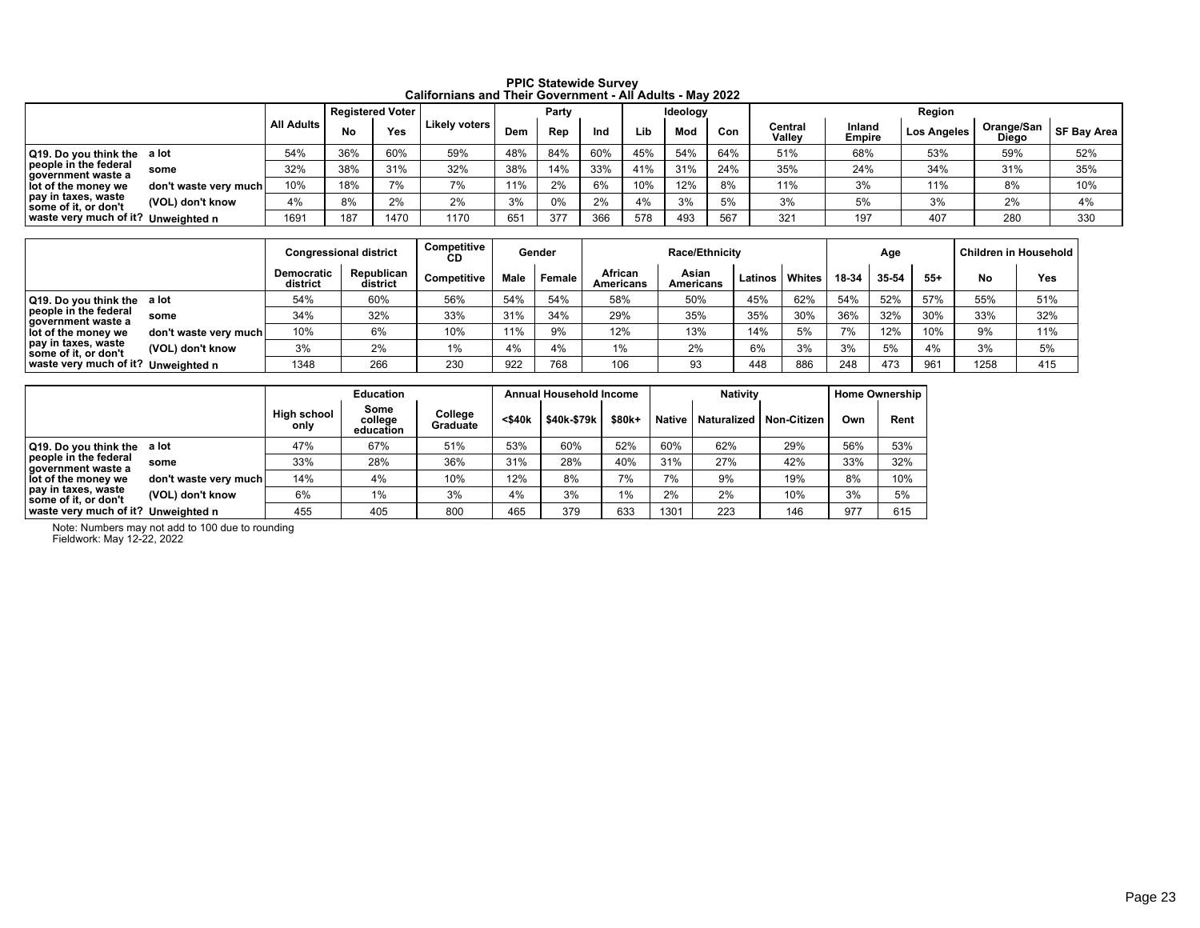# PPIC Statewide Survey
## Californians and Their Government - All Adults - May 2022

| | | All Adults | Registered Voter | | Likely voters | Party | | | Ideology | | | Region | | | | |
|---|---|---|---|---|---|---|---|---|---|---|---|---|---|---|---|---|
| | | | No | Yes | | Dem | Rep | Ind | Lib | Mod | Con | Central Valley | Inland Empire | Los Angeles | Orange/San Diego | SF Bay Area |
| Q19. Do you think the people in the federal government waste a lot of the money we pay in taxes, waste some of it, or don't waste very much of it? | a lot | 54% | 36% | 60% | 59% | 48% | 84% | 60% | 45% | 54% | 64% | 51% | 68% | 53% | 59% | 52% |
| | some | 32% | 38% | 31% | 32% | 38% | 14% | 33% | 41% | 31% | 24% | 35% | 24% | 34% | 31% | 35% |
| | don't waste very much | 10% | 18% | 7% | 7% | 11% | 2% | 6% | 10% | 12% | 8% | 11% | 3% | 11% | 8% | 10% |
| | (VOL) don't know | 4% | 8% | 2% | 2% | 3% | 0% | 2% | 4% | 3% | 5% | 3% | 5% | 3% | 2% | 4% |
| | Unweighted n | 1691 | 187 | 1470 | 1170 | 651 | 377 | 366 | 578 | 493 | 567 | 321 | 197 | 407 | 280 | 330 |

| | | Congressional district | | Competitive CD | Gender | | Race/Ethnicity | | | | Age | | | Children in Household | |
|---|---|---|---|---|---|---|---|---|---|---|---|---|---|---|---|
| | | Democratic district | Republican district | Competitive | Male | Female | African Americans | Asian Americans | Latinos | Whites | 18-34 | 35-54 | 55+ | No | Yes |
| Q19. Do you think the people in the federal government waste a lot of the money we pay in taxes, waste some of it, or don't waste very much of it? | a lot | 54% | 60% | 56% | 54% | 54% | 58% | 50% | 45% | 62% | 54% | 52% | 57% | 55% | 51% |
| | some | 34% | 32% | 33% | 31% | 34% | 29% | 35% | 35% | 30% | 36% | 32% | 30% | 33% | 32% |
| | don't waste very much | 10% | 6% | 10% | 11% | 9% | 12% | 13% | 14% | 5% | 7% | 12% | 10% | 9% | 11% |
| | (VOL) don't know | 3% | 2% | 1% | 4% | 4% | 1% | 2% | 6% | 3% | 3% | 5% | 4% | 3% | 5% |
| | Unweighted n | 1348 | 266 | 230 | 922 | 768 | 106 | 93 | 448 | 886 | 248 | 473 | 961 | 1258 | 415 |

| | | Education | | | Annual Household Income | | | Nativity | | | Home Ownership | |
|---|---|---|---|---|---|---|---|---|---|---|---|---|
| | | High school only | Some college education | College Graduate | <$40k | $40k-$79k | $80k+ | Native | Naturalized | Non-Citizen | Own | Rent |
| Q19. Do you think the people in the federal government waste a lot of the money we pay in taxes, waste some of it, or don't waste very much of it? | a lot | 47% | 67% | 51% | 53% | 60% | 52% | 60% | 62% | 29% | 56% | 53% |
| | some | 33% | 28% | 36% | 31% | 28% | 40% | 31% | 27% | 42% | 33% | 32% |
| | don't waste very much | 14% | 4% | 10% | 12% | 8% | 7% | 7% | 9% | 19% | 8% | 10% |
| | (VOL) don't know | 6% | 1% | 3% | 4% | 3% | 1% | 2% | 2% | 10% | 3% | 5% |
| | Unweighted n | 455 | 405 | 800 | 465 | 379 | 633 | 1301 | 223 | 146 | 977 | 615 |

Note: Numbers may not add to 100 due to rounding
Fieldwork: May 12-22, 2022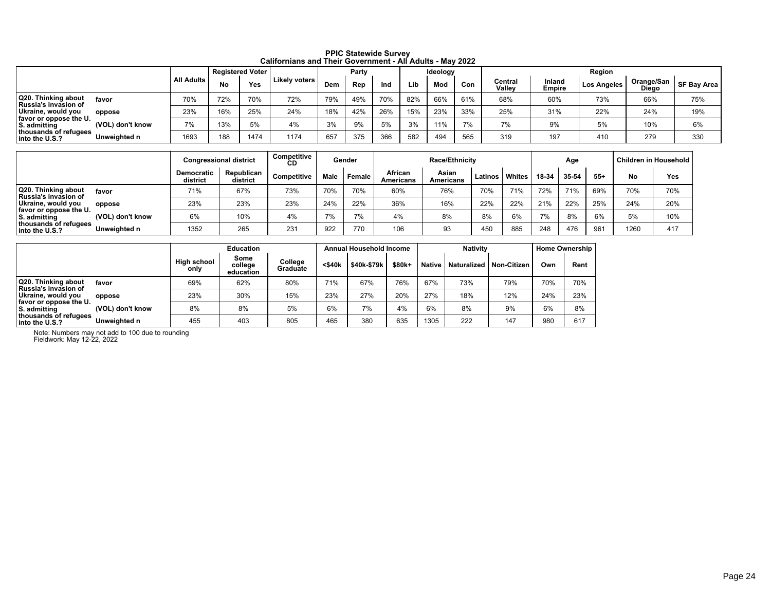**PPIC Statewide Survey**
**Californians and Their Government - All Adults - May 2022**

| | | All Adults | Registered Voter | | Likely voters | Party | | | Ideology | | | Region | | | | |
|---|---|---|---|---|---|---|---|---|---|---|---|---|---|---|---|---|
| | | | No | Yes | | Dem | Rep | Ind | Lib | Mod | Con | Central Valley | Inland Empire | Los Angeles | Orange/San Diego | SF Bay Area |
| Q20. Thinking about Russia's invasion of Ukraine, would you favor or oppose the U.S. admitting thousands of refugees into the U.S.? | favor | 70% | 72% | 70% | 72% | 79% | 49% | 70% | 82% | 66% | 61% | 68% | 60% | 73% | 66% | 75% |
| | oppose | 23% | 16% | 25% | 24% | 18% | 42% | 26% | 15% | 23% | 33% | 25% | 31% | 22% | 24% | 19% |
| | (VOL) don't know | 7% | 13% | 5% | 4% | 3% | 9% | 5% | 3% | 11% | 7% | 7% | 9% | 5% | 10% | 6% |
| | Unweighted n | 1693 | 188 | 1474 | 1174 | 657 | 375 | 366 | 582 | 494 | 565 | 319 | 197 | 410 | 279 | 330 |

| | | Congressional district | | Competitive CD | Gender | | Race/Ethnicity | | | | Age | | | Children in Household | |
|---|---|---|---|---|---|---|---|---|---|---|---|---|---|---|---|
| | | Democratic district | Republican district | Competitive | Male | Female | African Americans | Asian Americans | Latinos | Whites | 18-34 | 35-54 | 55+ | No | Yes |
| Q20. Thinking about Russia's invasion of Ukraine, would you favor or oppose the U.S. admitting thousands of refugees into the U.S.? | favor | 71% | 67% | 73% | 70% | 70% | 60% | 76% | 70% | 71% | 72% | 71% | 69% | 70% | 70% |
| | oppose | 23% | 23% | 23% | 24% | 22% | 36% | 16% | 22% | 22% | 21% | 22% | 25% | 24% | 20% |
| | (VOL) don't know | 6% | 10% | 4% | 7% | 7% | 4% | 8% | 8% | 6% | 7% | 8% | 6% | 5% | 10% |
| | Unweighted n | 1352 | 265 | 231 | 922 | 770 | 106 | 93 | 450 | 885 | 248 | 476 | 961 | 1260 | 417 |

| | | Education | | | Annual Household Income | | | Nativity | | | Home Ownership | |
|---|---|---|---|---|---|---|---|---|---|---|---|---|
| | | High school only | Some college education | College Graduate | <$40k | $40k-$79k | $80k+ | Native | Naturalized | Non-Citizen | Own | Rent |
| Q20. Thinking about Russia's invasion of Ukraine, would you favor or oppose the U.S. admitting thousands of refugees into the U.S.? | favor | 69% | 62% | 80% | 71% | 67% | 76% | 67% | 73% | 79% | 70% | 70% |
| | oppose | 23% | 30% | 15% | 23% | 27% | 20% | 27% | 18% | 12% | 24% | 23% |
| | (VOL) don't know | 8% | 8% | 5% | 6% | 7% | 4% | 6% | 8% | 9% | 6% | 8% |
| | Unweighted n | 455 | 403 | 805 | 465 | 380 | 635 | 1305 | 222 | 147 | 980 | 617 |

Note: Numbers may not add to 100 due to rounding
Fieldwork: May 12-22, 2022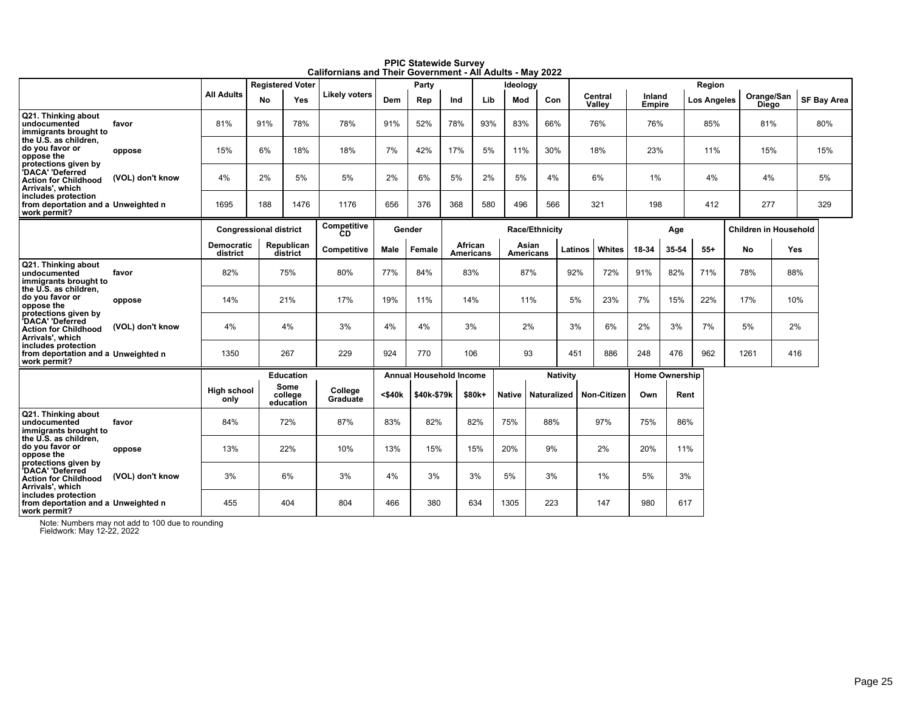# PPIC Statewide Survey
## Californians and Their Government - All Adults - May 2022

| | | All Adults | Registered Voter | | Likely voters | Party | | | Ideology | | | Region | | | | |
|---|---|---|---|---|---|---|---|---|---|---|---|---|---|---|---|---|
| | | | No | Yes | | Dem | Rep | Ind | Lib | Mod | Con | Central Valley | Inland Empire | Los Angeles | Orange/San Diego | SF Bay Area |
| Q21. Thinking about undocumented immigrants brought to the U.S. as children, do you favor or oppose the protections given by 'DACA' 'Deferred Action for Childhood Arrivals', which includes protection from deportation and a work permit? | favor | 81% | 91% | 78% | 78% | 91% | 52% | 78% | 93% | 83% | 66% | 76% | 76% | 85% | 81% | 80% |
| | oppose | 15% | 6% | 18% | 18% | 7% | 42% | 17% | 5% | 11% | 30% | 18% | 23% | 11% | 15% | 15% |
| | (VOL) don't know | 4% | 2% | 5% | 5% | 2% | 6% | 5% | 2% | 5% | 4% | 6% | 1% | 4% | 4% | 5% |
| | Unweighted n | 1695 | 188 | 1476 | 1176 | 656 | 376 | 368 | 580 | 496 | 566 | 321 | 198 | 412 | 277 | 329 |

| | | Congressional district | | Competitive CD | Gender | | Race/Ethnicity | | | | Age | | | Children in Household | |
|---|---|---|---|---|---|---|---|---|---|---|---|---|---|---|---|
| | | Democratic district | Republican district | Competitive | Male | Female | African Americans | Asian Americans | Latinos | Whites | 18-34 | 35-54 | 55+ | No | Yes |
| Q21. Thinking about undocumented immigrants brought to the U.S. as children, do you favor or oppose the protections given by 'DACA' 'Deferred Action for Childhood Arrivals', which includes protection from deportation and a work permit? | favor | 82% | 75% | 80% | 77% | 84% | 83% | 87% | 92% | 72% | 91% | 82% | 71% | 78% | 88% |
| | oppose | 14% | 21% | 17% | 19% | 11% | 14% | 11% | 5% | 23% | 7% | 15% | 22% | 17% | 10% |
| | (VOL) don't know | 4% | 4% | 3% | 4% | 4% | 3% | 2% | 3% | 6% | 2% | 3% | 7% | 5% | 2% |
| | Unweighted n | 1350 | 267 | 229 | 924 | 770 | 106 | 93 | 451 | 886 | 248 | 476 | 962 | 1261 | 416 |

| | | Education | | | Annual Household Income | | | Nativity | | | Home Ownership | |
|---|---|---|---|---|---|---|---|---|---|---|---|---|
| | | High school only | Some college education | College Graduate | <$40k | $40k-$79k | $80k+ | Native | Naturalized | Non-Citizen | Own | Rent |
| Q21. Thinking about undocumented immigrants brought to the U.S. as children, do you favor or oppose the protections given by 'DACA' 'Deferred Action for Childhood Arrivals', which includes protection from deportation and a work permit? | favor | 84% | 72% | 87% | 83% | 82% | 82% | 75% | 88% | 97% | 75% | 86% |
| | oppose | 13% | 22% | 10% | 13% | 15% | 15% | 20% | 9% | 2% | 20% | 11% |
| | (VOL) don't know | 3% | 6% | 3% | 4% | 3% | 3% | 5% | 3% | 1% | 5% | 3% |
| | Unweighted n | 455 | 404 | 804 | 466 | 380 | 634 | 1305 | 223 | 147 | 980 | 617 |

Note: Numbers may not add to 100 due to rounding
Fieldwork: May 12-22, 2022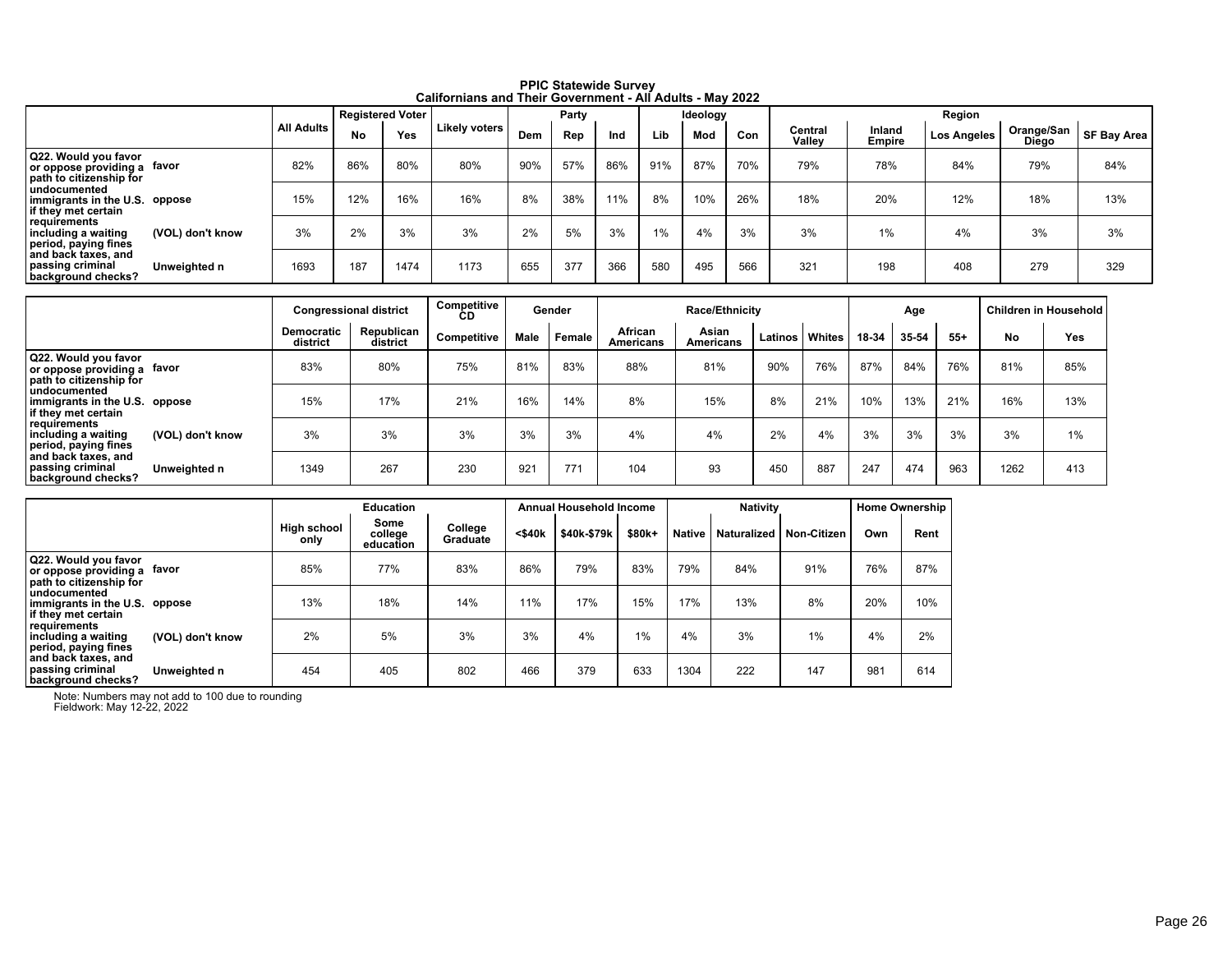**PPIC Statewide Survey**
**Californians and Their Government - All Adults - May 2022**

| | | All Adults | Registered Voter | | Likely voters | Party | | | Ideology | | | Region | | | | |
|---|---|---|---|---|---|---|---|---|---|---|---|---|---|---|---|---|
| | | | No | Yes | | Dem | Rep | Ind | Lib | Mod | Con | Central Valley | Inland Empire | Los Angeles | Orange/San Diego | SF Bay Area |
| Q22. Would you favor or oppose providing a path to citizenship for undocumented immigrants in the U.S. if they met certain requirements including a waiting period, paying fines and back taxes, and passing criminal background checks? | favor | 82% | 86% | 80% | 80% | 90% | 57% | 86% | 91% | 87% | 70% | 79% | 78% | 84% | 79% | 84% |
| | oppose | 15% | 12% | 16% | 16% | 8% | 38% | 11% | 8% | 10% | 26% | 18% | 20% | 12% | 18% | 13% |
| | (VOL) don't know | 3% | 2% | 3% | 3% | 2% | 5% | 3% | 1% | 4% | 3% | 3% | 1% | 4% | 3% | 3% |
| | Unweighted n | 1693 | 187 | 1474 | 1173 | 655 | 377 | 366 | 580 | 495 | 566 | 321 | 198 | 408 | 279 | 329 |

| | | Congressional district | | Competitive CD | Gender | | Race/Ethnicity | | | | Age | | | Children in Household | |
|---|---|---|---|---|---|---|---|---|---|---|---|---|---|---|---|
| | | Democratic district | Republican district | Competitive | Male | Female | African Americans | Asian Americans | Latinos | Whites | 18-34 | 35-54 | 55+ | No | Yes |
| Q22. Would you favor or oppose providing a path to citizenship for undocumented immigrants in the U.S. if they met certain requirements including a waiting period, paying fines and back taxes, and passing criminal background checks? | favor | 83% | 80% | 75% | 81% | 83% | 88% | 81% | 90% | 76% | 87% | 84% | 76% | 81% | 85% |
| | oppose | 15% | 17% | 21% | 16% | 14% | 8% | 15% | 8% | 21% | 10% | 13% | 21% | 16% | 13% |
| | (VOL) don't know | 3% | 3% | 3% | 3% | 3% | 4% | 4% | 2% | 4% | 3% | 3% | 3% | 3% | 1% |
| | Unweighted n | 1349 | 267 | 230 | 921 | 771 | 104 | 93 | 450 | 887 | 247 | 474 | 963 | 1262 | 413 |

| | | Education | | | Annual Household Income | | | Nativity | | | Home Ownership | |
|---|---|---|---|---|---|---|---|---|---|---|---|---|
| | | High school only | Some college education | College Graduate | <$40k | $40k-$79k | $80k+ | Native | Naturalized | Non-Citizen | Own | Rent |
| Q22. Would you favor or oppose providing a path to citizenship for undocumented immigrants in the U.S. if they met certain requirements including a waiting period, paying fines and back taxes, and passing criminal background checks? | favor | 85% | 77% | 83% | 86% | 79% | 83% | 79% | 84% | 91% | 76% | 87% |
| | oppose | 13% | 18% | 14% | 11% | 17% | 15% | 17% | 13% | 8% | 20% | 10% |
| | (VOL) don't know | 2% | 5% | 3% | 3% | 4% | 1% | 4% | 3% | 1% | 4% | 2% |
| | Unweighted n | 454 | 405 | 802 | 466 | 379 | 633 | 1304 | 222 | 147 | 981 | 614 |

Note: Numbers may not add to 100 due to rounding
Fieldwork: May 12-22, 2022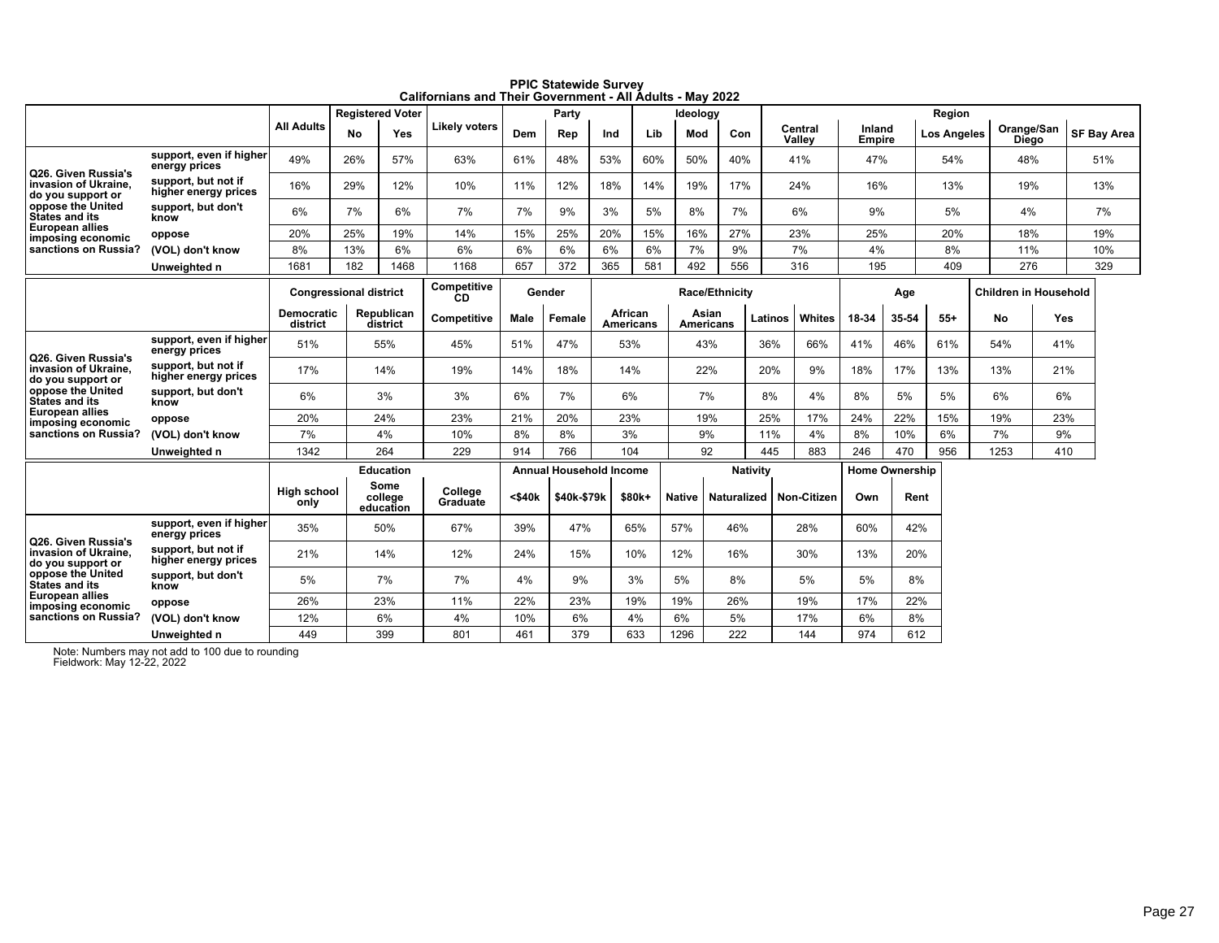# PPIC Statewide Survey
## Californians and Their Government - All Adults - May 2022

| | | All Adults | Registered Voter | | Likely voters | Party | | | Ideology | | | Region | | | | |
|---|---|---|---|---|---|---|---|---|---|---|---|---|---|---|---|---|
| | | | No | Yes | | Dem | Rep | Ind | Lib | Mod | Con | Central Valley | Inland Empire | Los Angeles | Orange/San Diego | SF Bay Area |
| Q26. Given Russia's invasion of Ukraine, do you support or oppose the United States and its European allies imposing economic sanctions on Russia? | support, even if higher energy prices | 49% | 26% | 57% | 63% | 61% | 48% | 53% | 60% | 50% | 40% | 41% | 47% | 54% | 48% | 51% |
| | support, but not if higher energy prices | 16% | 29% | 12% | 10% | 11% | 12% | 18% | 14% | 19% | 17% | 24% | 16% | 13% | 19% | 13% |
| | support, but don't know | 6% | 7% | 6% | 7% | 7% | 9% | 3% | 5% | 8% | 7% | 6% | 9% | 5% | 4% | 7% |
| | oppose | 20% | 25% | 19% | 14% | 15% | 25% | 20% | 15% | 16% | 27% | 23% | 25% | 20% | 18% | 19% |
| | (VOL) don't know | 8% | 13% | 6% | 6% | 6% | 6% | 6% | 6% | 7% | 9% | 7% | 4% | 8% | 11% | 10% |
| | Unweighted n | 1681 | 182 | 1468 | 1168 | 657 | 372 | 365 | 581 | 492 | 556 | 316 | 195 | 409 | 276 | 329 |

| | | Congressional district | | Competitive CD | Gender | | Race/Ethnicity | | | | Age | | | Children in Household | |
|---|---|---|---|---|---|---|---|---|---|---|---|---|---|---|---|
| | | Democratic district | Republican district | Competitive | Male | Female | African Americans | Asian Americans | Latinos | Whites | 18-34 | 35-54 | 55+ | No | Yes |
| Q26. Given Russia's invasion of Ukraine, do you support or oppose the United States and its European allies imposing economic sanctions on Russia? | support, even if higher energy prices | 51% | 55% | 45% | 51% | 47% | 53% | 43% | 36% | 66% | 41% | 46% | 61% | 54% | 41% |
| | support, but not if higher energy prices | 17% | 14% | 19% | 14% | 18% | 14% | 22% | 20% | 9% | 18% | 17% | 13% | 13% | 21% |
| | support, but don't know | 6% | 3% | 3% | 6% | 7% | 6% | 7% | 8% | 4% | 8% | 5% | 5% | 6% | 6% |
| | oppose | 20% | 24% | 23% | 21% | 20% | 23% | 19% | 25% | 17% | 24% | 22% | 15% | 19% | 23% |
| | (VOL) don't know | 7% | 4% | 10% | 8% | 8% | 3% | 9% | 11% | 4% | 8% | 10% | 6% | 7% | 9% |
| | Unweighted n | 1342 | 264 | 229 | 914 | 766 | 104 | 92 | 445 | 883 | 246 | 470 | 956 | 1253 | 410 |

| | | Education | | | Annual Household Income | | | Nativity | | | Home Ownership | |
|---|---|---|---|---|---|---|---|---|---|---|---|---|
| | | High school only | Some college education | College Graduate | <$40k | $40k-$79k | $80k+ | Native | Naturalized | Non-Citizen | Own | Rent |
| Q26. Given Russia's invasion of Ukraine, do you support or oppose the United States and its European allies imposing economic sanctions on Russia? | support, even if higher energy prices | 35% | 50% | 67% | 39% | 47% | 65% | 57% | 46% | 28% | 60% | 42% |
| | support, but not if higher energy prices | 21% | 14% | 12% | 24% | 15% | 10% | 12% | 16% | 30% | 13% | 20% |
| | support, but don't know | 5% | 7% | 7% | 4% | 9% | 3% | 5% | 8% | 5% | 5% | 8% |
| | oppose | 26% | 23% | 11% | 22% | 23% | 19% | 19% | 26% | 19% | 17% | 22% |
| | (VOL) don't know | 12% | 6% | 4% | 10% | 6% | 4% | 6% | 5% | 17% | 6% | 8% |
| | Unweighted n | 449 | 399 | 801 | 461 | 379 | 633 | 1296 | 222 | 144 | 974 | 612 |

Note: Numbers may not add to 100 due to rounding
Fieldwork: May 12-22, 2022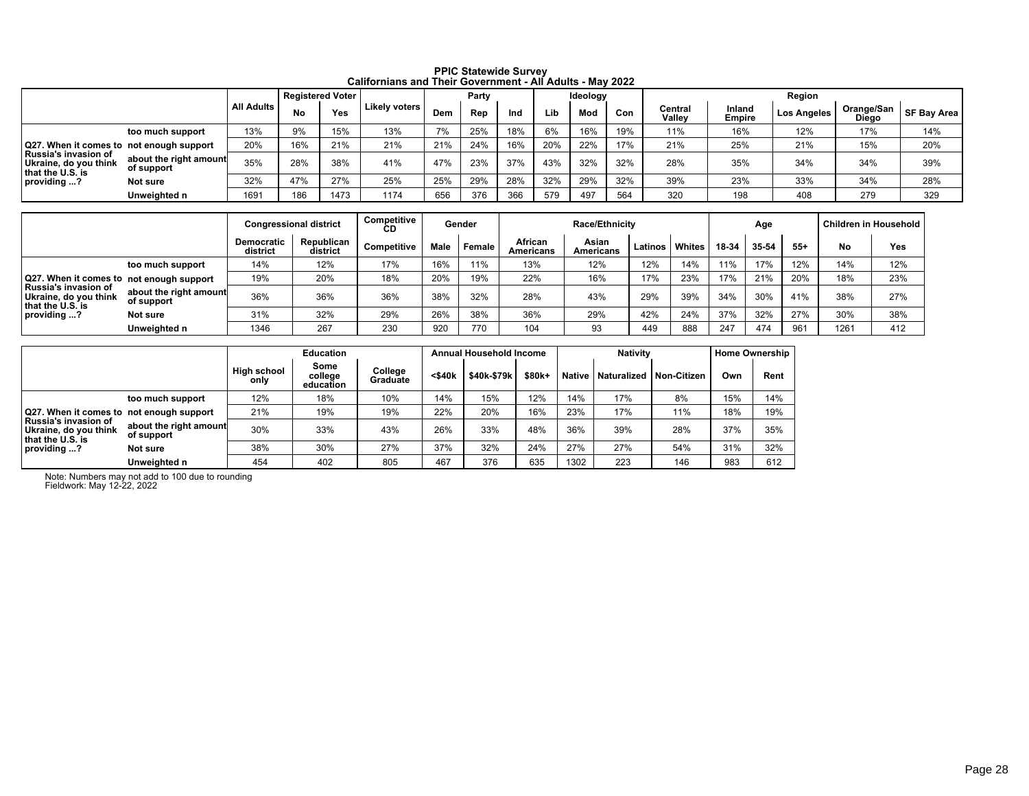# PPIC Statewide Survey
## Californians and Their Government - All Adults - May 2022

| | | All Adults | Registered Voter | | Likely voters | Party | | | Ideology | | | Region | | | | |
|---|---|---|---|---|---|---|---|---|---|---|---|---|---|---|---|---|
| | | | No | Yes | | Dem | Rep | Ind | Lib | Mod | Con | Central Valley | Inland Empire | Los Angeles | Orange/San Diego | SF Bay Area |
| Q27. When it comes to Russia's invasion of Ukraine, do you think that the U.S. is providing ...? | too much support | 13% | 9% | 15% | 13% | 7% | 25% | 18% | 6% | 16% | 19% | 11% | 16% | 12% | 17% | 14% |
| | not enough support | 20% | 16% | 21% | 21% | 21% | 24% | 16% | 20% | 22% | 17% | 21% | 25% | 21% | 15% | 20% |
| | about the right amount of support | 35% | 28% | 38% | 41% | 47% | 23% | 37% | 43% | 32% | 32% | 28% | 35% | 34% | 34% | 39% |
| | Not sure | 32% | 47% | 27% | 25% | 25% | 29% | 28% | 32% | 29% | 32% | 39% | 23% | 33% | 34% | 28% |
| | Unweighted n | 1691 | 186 | 1473 | 1174 | 656 | 376 | 366 | 579 | 497 | 564 | 320 | 198 | 408 | 279 | 329 |

| | | Congressional district | | Competitive CD | Gender | | Race/Ethnicity | | | | Age | | | Children in Household | |
|---|---|---|---|---|---|---|---|---|---|---|---|---|---|---|---|
| | | Democratic district | Republican district | Competitive | Male | Female | African Americans | Asian Americans | Latinos | Whites | 18-34 | 35-54 | 55+ | No | Yes |
| Q27. When it comes to Russia's invasion of Ukraine, do you think that the U.S. is providing ...? | too much support | 14% | 12% | 17% | 16% | 11% | 13% | 12% | 12% | 14% | 11% | 17% | 12% | 14% | 12% |
| | not enough support | 19% | 20% | 18% | 20% | 19% | 22% | 16% | 17% | 23% | 17% | 21% | 20% | 18% | 23% |
| | about the right amount of support | 36% | 36% | 36% | 38% | 32% | 28% | 43% | 29% | 39% | 34% | 30% | 41% | 38% | 27% |
| | Not sure | 31% | 32% | 29% | 26% | 38% | 36% | 29% | 42% | 24% | 37% | 32% | 27% | 30% | 38% |
| | Unweighted n | 1346 | 267 | 230 | 920 | 770 | 104 | 93 | 449 | 888 | 247 | 474 | 961 | 1261 | 412 |

| | | Education | | | Annual Household Income | | | Nativity | | | Home Ownership | |
|---|---|---|---|---|---|---|---|---|---|---|---|---|
| | | High school only | Some college education | College Graduate | <$40k | $40k-$79k | $80k+ | Native | Naturalized | Non-Citizen | Own | Rent |
| Q27. When it comes to Russia's invasion of Ukraine, do you think that the U.S. is providing ...? | too much support | 12% | 18% | 10% | 14% | 15% | 12% | 14% | 17% | 8% | 15% | 14% |
| | not enough support | 21% | 19% | 19% | 22% | 20% | 16% | 23% | 17% | 11% | 18% | 19% |
| | about the right amount of support | 30% | 33% | 43% | 26% | 33% | 48% | 36% | 39% | 28% | 37% | 35% |
| | Not sure | 38% | 30% | 27% | 37% | 32% | 24% | 27% | 27% | 54% | 31% | 32% |
| | Unweighted n | 454 | 402 | 805 | 467 | 376 | 635 | 1302 | 223 | 146 | 983 | 612 |

Note: Numbers may not add to 100 due to rounding
Fieldwork: May 12-22, 2022